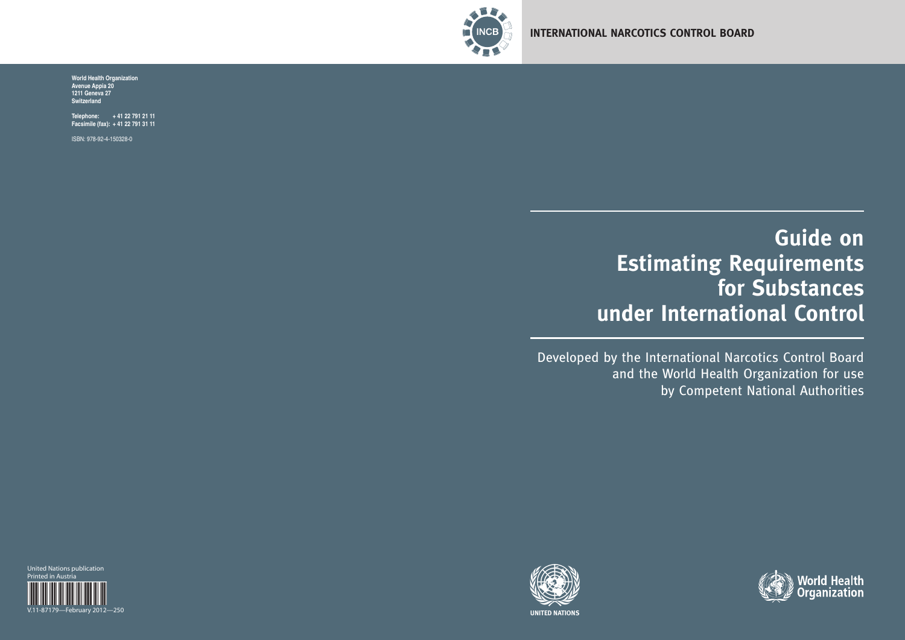INTERNATIONAL NARCOTICS CONTROL BOARD

World Health Organization
Avenue Appia 20
1211 Geneva 27
Switzerland

Telephone: + 41 22 791 21 11
Facsimile (fax): + 41 22 791 31 11

ISBN: 978-92-4-150328-0

# Guide on Estimating Requirements for Substances under International Control

Developed by the International Narcotics Control Board and the World Health Organization for use by Competent National Authorities

United Nations publication
Printed in Austria

V.11-87179—February 2012—250

UNITED NATIONS

World Health Organization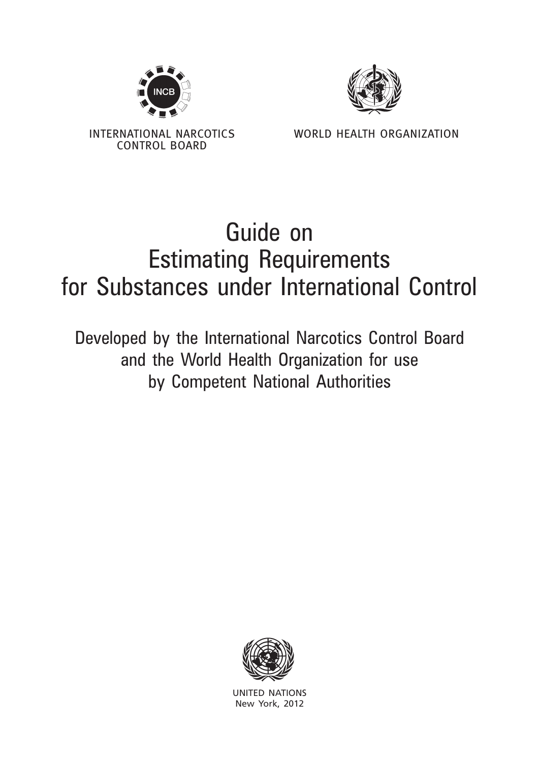INTERNATIONAL NARCOTICS CONTROL BOARD

WORLD HEALTH ORGANIZATION

# Guide on Estimating Requirements for Substances under International Control

Developed by the International Narcotics Control Board and the World Health Organization for use by Competent National Authorities

UNITED NATIONS
New York, 2012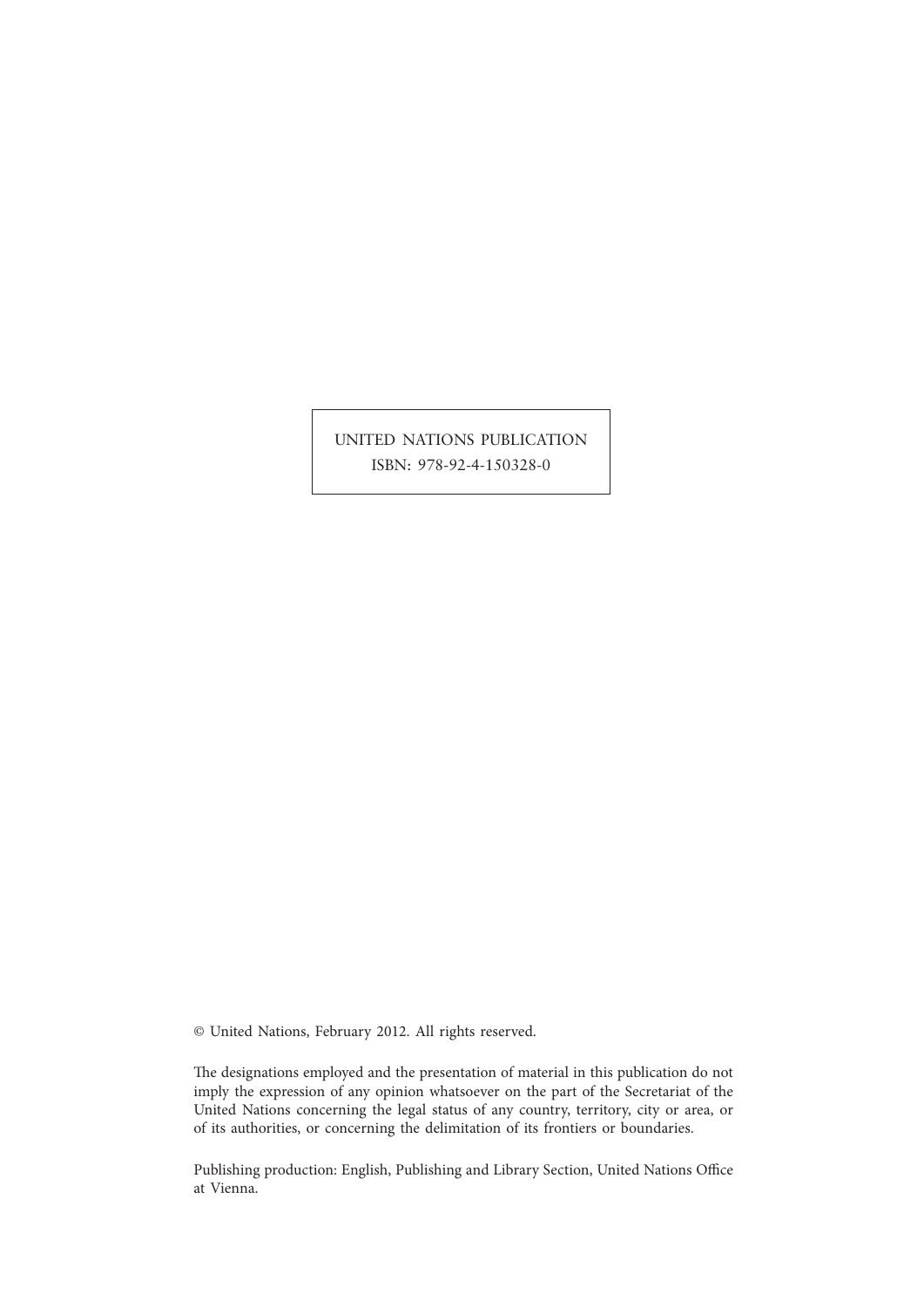UNITED NATIONS PUBLICATION
ISBN: 978-92-4-150328-0

© United Nations, February 2012. All rights reserved.

The designations employed and the presentation of material in this publication do not imply the expression of any opinion whatsoever on the part of the Secretariat of the United Nations concerning the legal status of any country, territory, city or area, or of its authorities, or concerning the delimitation of its frontiers or boundaries.

Publishing production: English, Publishing and Library Section, United Nations Office at Vienna.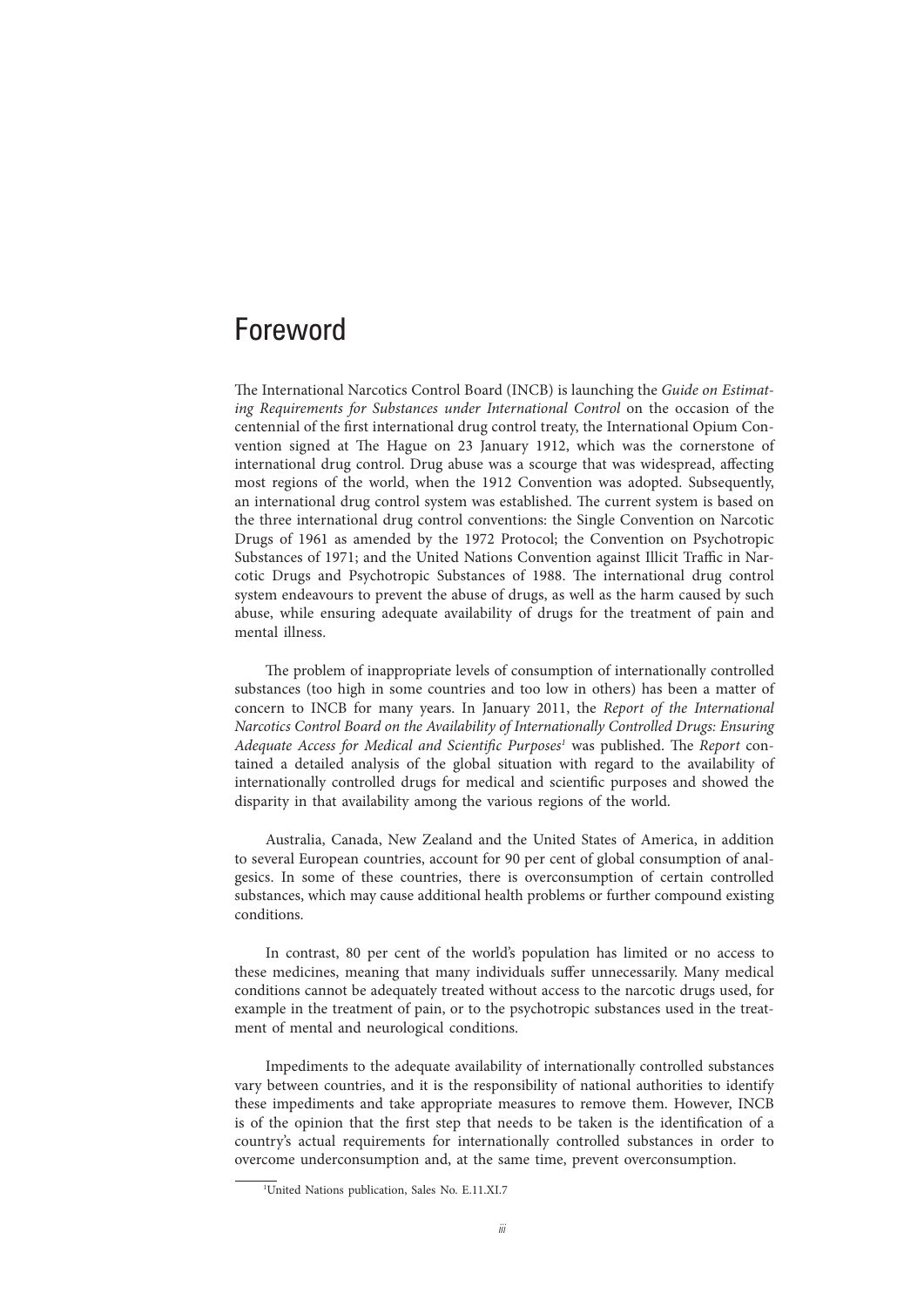# Foreword

The International Narcotics Control Board (INCB) is launching the *Guide on Estimating Requirements for Substances under International Control* on the occasion of the centennial of the first international drug control treaty, the International Opium Convention signed at The Hague on 23 January 1912, which was the cornerstone of international drug control. Drug abuse was a scourge that was widespread, affecting most regions of the world, when the 1912 Convention was adopted. Subsequently, an international drug control system was established. The current system is based on the three international drug control conventions: the Single Convention on Narcotic Drugs of 1961 as amended by the 1972 Protocol; the Convention on Psychotropic Substances of 1971; and the United Nations Convention against Illicit Traffic in Narcotic Drugs and Psychotropic Substances of 1988. The international drug control system endeavours to prevent the abuse of drugs, as well as the harm caused by such abuse, while ensuring adequate availability of drugs for the treatment of pain and mental illness.

The problem of inappropriate levels of consumption of internationally controlled substances (too high in some countries and too low in others) has been a matter of concern to INCB for many years. In January 2011, the *Report of the International Narcotics Control Board on the Availability of Internationally Controlled Drugs: Ensuring Adequate Access for Medical and Scientific Purposes*[1] was published. The *Report* contained a detailed analysis of the global situation with regard to the availability of internationally controlled drugs for medical and scientific purposes and showed the disparity in that availability among the various regions of the world.

Australia, Canada, New Zealand and the United States of America, in addition to several European countries, account for 90 per cent of global consumption of analgesics. In some of these countries, there is overconsumption of certain controlled substances, which may cause additional health problems or further compound existing conditions.

In contrast, 80 per cent of the world's population has limited or no access to these medicines, meaning that many individuals suffer unnecessarily. Many medical conditions cannot be adequately treated without access to the narcotic drugs used, for example in the treatment of pain, or to the psychotropic substances used in the treatment of mental and neurological conditions.

Impediments to the adequate availability of internationally controlled substances vary between countries, and it is the responsibility of national authorities to identify these impediments and take appropriate measures to remove them. However, INCB is of the opinion that the first step that needs to be taken is the identification of a country's actual requirements for internationally controlled substances in order to overcome underconsumption and, at the same time, prevent overconsumption.

[1] United Nations publication, Sales No. E.11.XI.7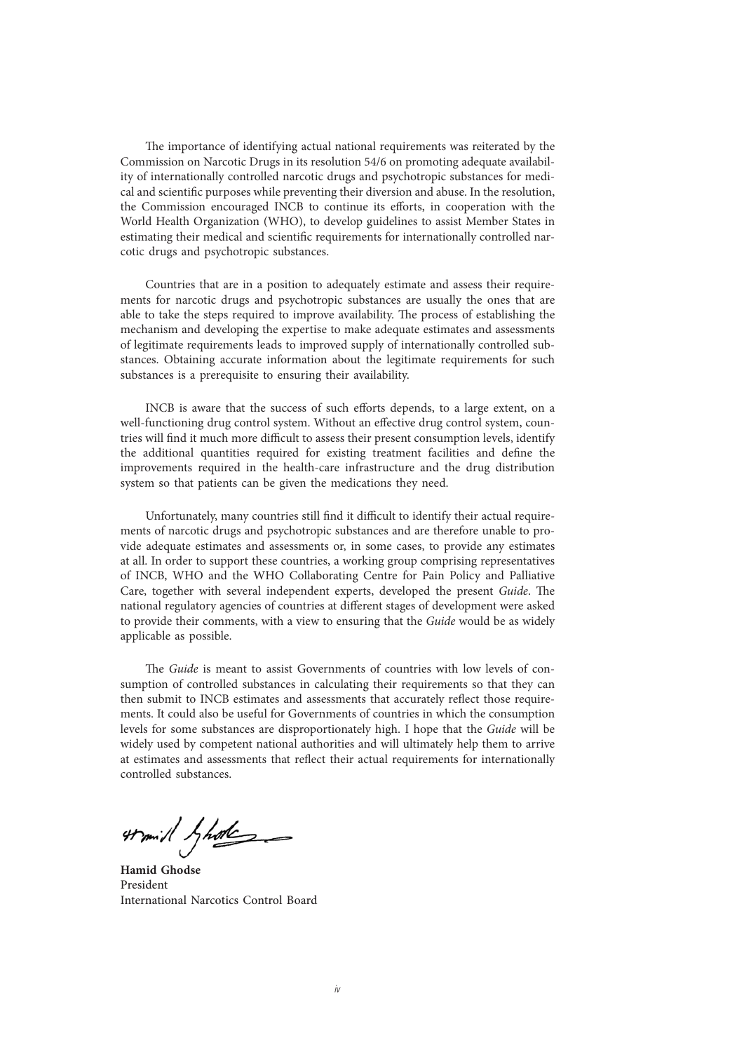The importance of identifying actual national requirements was reiterated by the Commission on Narcotic Drugs in its resolution 54/6 on promoting adequate availability of internationally controlled narcotic drugs and psychotropic substances for medical and scientific purposes while preventing their diversion and abuse. In the resolution, the Commission encouraged INCB to continue its efforts, in cooperation with the World Health Organization (WHO), to develop guidelines to assist Member States in estimating their medical and scientific requirements for internationally controlled narcotic drugs and psychotropic substances.

Countries that are in a position to adequately estimate and assess their requirements for narcotic drugs and psychotropic substances are usually the ones that are able to take the steps required to improve availability. The process of establishing the mechanism and developing the expertise to make adequate estimates and assessments of legitimate requirements leads to improved supply of internationally controlled substances. Obtaining accurate information about the legitimate requirements for such substances is a prerequisite to ensuring their availability.

INCB is aware that the success of such efforts depends, to a large extent, on a well-functioning drug control system. Without an effective drug control system, countries will find it much more difficult to assess their present consumption levels, identify the additional quantities required for existing treatment facilities and define the improvements required in the health-care infrastructure and the drug distribution system so that patients can be given the medications they need.

Unfortunately, many countries still find it difficult to identify their actual requirements of narcotic drugs and psychotropic substances and are therefore unable to provide adequate estimates and assessments or, in some cases, to provide any estimates at all. In order to support these countries, a working group comprising representatives of INCB, WHO and the WHO Collaborating Centre for Pain Policy and Palliative Care, together with several independent experts, developed the present *Guide*. The national regulatory agencies of countries at different stages of development were asked to provide their comments, with a view to ensuring that the *Guide* would be as widely applicable as possible.

The *Guide* is meant to assist Governments of countries with low levels of consumption of controlled substances in calculating their requirements so that they can then submit to INCB estimates and assessments that accurately reflect those requirements. It could also be useful for Governments of countries in which the consumption levels for some substances are disproportionately high. I hope that the *Guide* will be widely used by competent national authorities and will ultimately help them to arrive at estimates and assessments that reflect their actual requirements for internationally controlled substances.

**Hamid Ghodse**
President
International Narcotics Control Board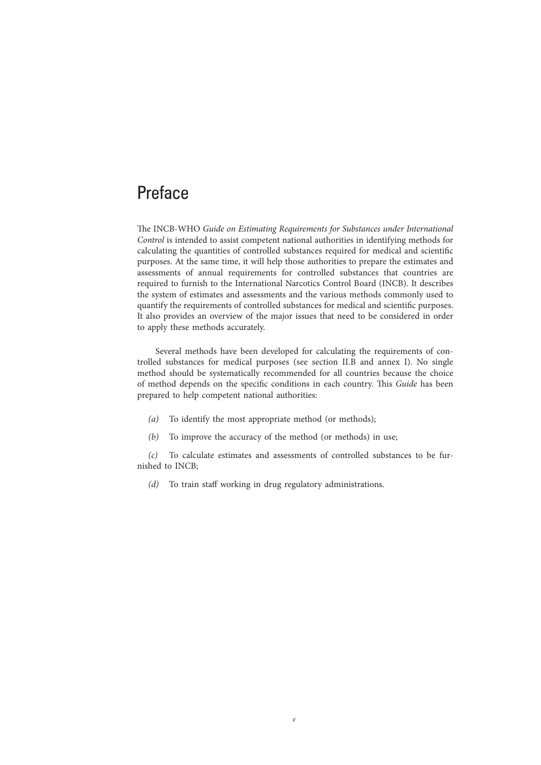# Preface

The INCB-WHO *Guide on Estimating Requirements for Substances under International Control* is intended to assist competent national authorities in identifying methods for calculating the quantities of controlled substances required for medical and scientific purposes. At the same time, it will help those authorities to prepare the estimates and assessments of annual requirements for controlled substances that countries are required to furnish to the International Narcotics Control Board (INCB). It describes the system of estimates and assessments and the various methods commonly used to quantify the requirements of controlled substances for medical and scientific purposes. It also provides an overview of the major issues that need to be considered in order to apply these methods accurately.

Several methods have been developed for calculating the requirements of controlled substances for medical purposes (see section II.B and annex I). No single method should be systematically recommended for all countries because the choice of method depends on the specific conditions in each country. This *Guide* has been prepared to help competent national authorities:

*(a)* To identify the most appropriate method (or methods);

*(b)* To improve the accuracy of the method (or methods) in use;

*(c)* To calculate estimates and assessments of controlled substances to be furnished to INCB;

*(d)* To train staff working in drug regulatory administrations.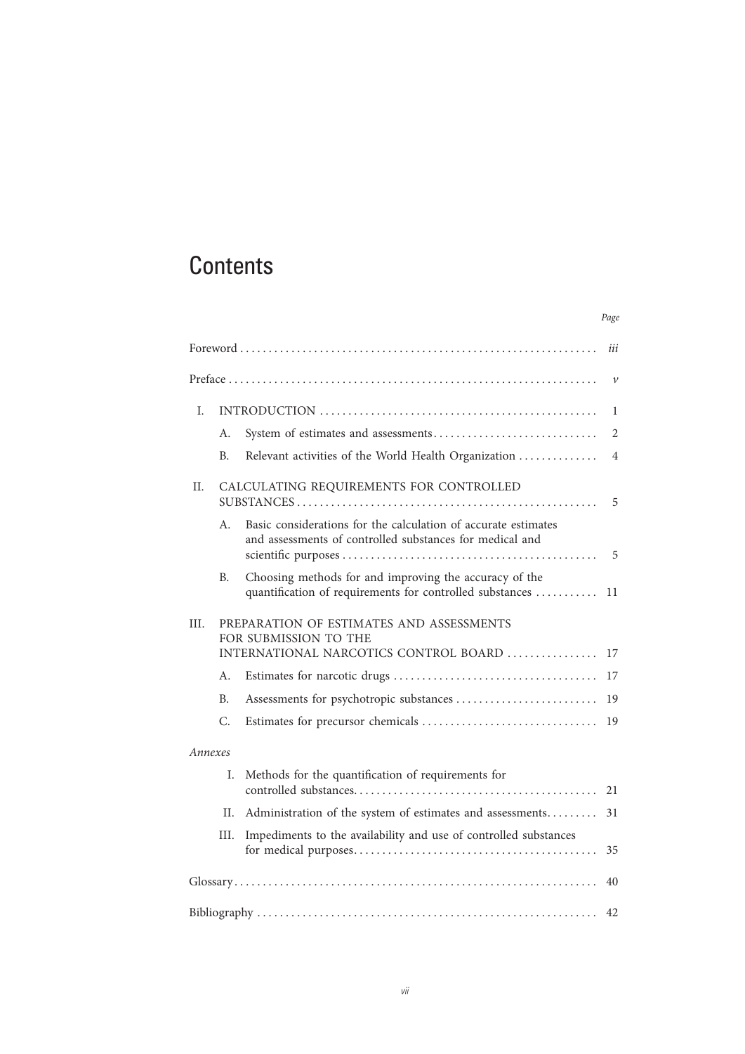# Contents

| | | | Page |
|---|---|---|---|
| Foreword | | | iii |
| Preface | | | v |
| I. | INTRODUCTION | | 1 |
| | A. | System of estimates and assessments | 2 |
| | B. | Relevant activities of the World Health Organization | 4 |
| II. | CALCULATING REQUIREMENTS FOR CONTROLLED SUBSTANCES | | 5 |
| | A. | Basic considerations for the calculation of accurate estimates and assessments of controlled substances for medical and scientific purposes | 5 |
| | B. | Choosing methods for and improving the accuracy of the quantification of requirements for controlled substances | 11 |
| III. | PREPARATION OF ESTIMATES AND ASSESSMENTS FOR SUBMISSION TO THE INTERNATIONAL NARCOTICS CONTROL BOARD | | 17 |
| | A. | Estimates for narcotic drugs | 17 |
| | B. | Assessments for psychotropic substances | 19 |
| | C. | Estimates for precursor chemicals | 19 |
| *Annexes* | | | |
| | I. | Methods for the quantification of requirements for controlled substances | 21 |
| | II. | Administration of the system of estimates and assessments | 31 |
| | III. | Impediments to the availability and use of controlled substances for medical purposes | 35 |
| Glossary | | | 40 |
| Bibliography | | | 42 |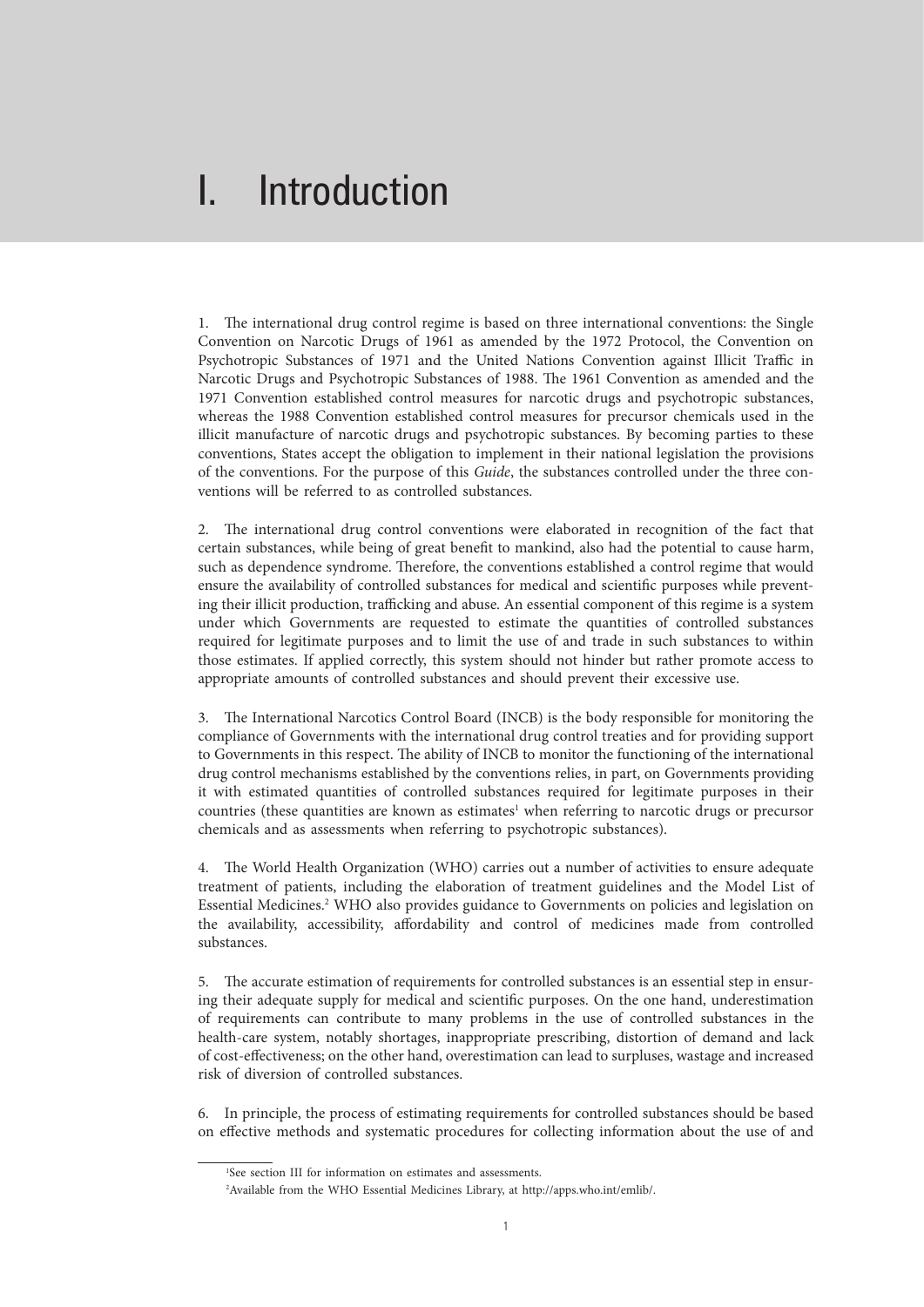# I. Introduction

1. The international drug control regime is based on three international conventions: the Single Convention on Narcotic Drugs of 1961 as amended by the 1972 Protocol, the Convention on Psychotropic Substances of 1971 and the United Nations Convention against Illicit Traffic in Narcotic Drugs and Psychotropic Substances of 1988. The 1961 Convention as amended and the 1971 Convention established control measures for narcotic drugs and psychotropic substances, whereas the 1988 Convention established control measures for precursor chemicals used in the illicit manufacture of narcotic drugs and psychotropic substances. By becoming parties to these conventions, States accept the obligation to implement in their national legislation the provisions of the conventions. For the purpose of this *Guide*, the substances controlled under the three conventions will be referred to as controlled substances.

2. The international drug control conventions were elaborated in recognition of the fact that certain substances, while being of great benefit to mankind, also had the potential to cause harm, such as dependence syndrome. Therefore, the conventions established a control regime that would ensure the availability of controlled substances for medical and scientific purposes while preventing their illicit production, trafficking and abuse. An essential component of this regime is a system under which Governments are requested to estimate the quantities of controlled substances required for legitimate purposes and to limit the use of and trade in such substances to within those estimates. If applied correctly, this system should not hinder but rather promote access to appropriate amounts of controlled substances and should prevent their excessive use.

3. The International Narcotics Control Board (INCB) is the body responsible for monitoring the compliance of Governments with the international drug control treaties and for providing support to Governments in this respect. The ability of INCB to monitor the functioning of the international drug control mechanisms established by the conventions relies, in part, on Governments providing it with estimated quantities of controlled substances required for legitimate purposes in their countries (these quantities are known as estimates[1] when referring to narcotic drugs or precursor chemicals and as assessments when referring to psychotropic substances).

4. The World Health Organization (WHO) carries out a number of activities to ensure adequate treatment of patients, including the elaboration of treatment guidelines and the Model List of Essential Medicines.[2] WHO also provides guidance to Governments on policies and legislation on the availability, accessibility, affordability and control of medicines made from controlled substances.

5. The accurate estimation of requirements for controlled substances is an essential step in ensuring their adequate supply for medical and scientific purposes. On the one hand, underestimation of requirements can contribute to many problems in the use of controlled substances in the health-care system, notably shortages, inappropriate prescribing, distortion of demand and lack of cost-effectiveness; on the other hand, overestimation can lead to surpluses, wastage and increased risk of diversion of controlled substances.

6. In principle, the process of estimating requirements for controlled substances should be based on effective methods and systematic procedures for collecting information about the use of and

[1] See section III for information on estimates and assessments.

[2] Available from the WHO Essential Medicines Library, at http://apps.who.int/emlib/.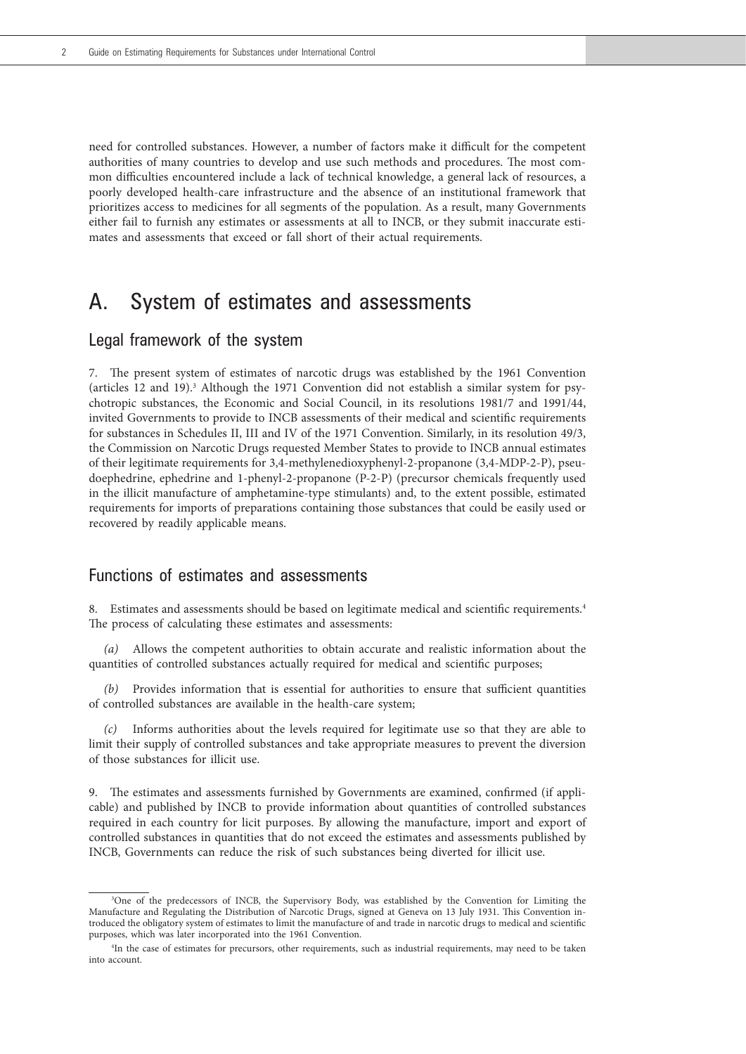need for controlled substances. However, a number of factors make it difficult for the competent authorities of many countries to develop and use such methods and procedures. The most common difficulties encountered include a lack of technical knowledge, a general lack of resources, a poorly developed health-care infrastructure and the absence of an institutional framework that prioritizes access to medicines for all segments of the population. As a result, many Governments either fail to furnish any estimates or assessments at all to INCB, or they submit inaccurate estimates and assessments that exceed or fall short of their actual requirements.

# A. System of estimates and assessments

## Legal framework of the system

7. The present system of estimates of narcotic drugs was established by the 1961 Convention (articles 12 and 19).[3] Although the 1971 Convention did not establish a similar system for psychotropic substances, the Economic and Social Council, in its resolutions 1981/7 and 1991/44, invited Governments to provide to INCB assessments of their medical and scientific requirements for substances in Schedules II, III and IV of the 1971 Convention. Similarly, in its resolution 49/3, the Commission on Narcotic Drugs requested Member States to provide to INCB annual estimates of their legitimate requirements for 3,4-methylenedioxyphenyl-2-propanone (3,4-MDP-2-P), pseudoephedrine, ephedrine and 1-phenyl-2-propanone (P-2-P) (precursor chemicals frequently used in the illicit manufacture of amphetamine-type stimulants) and, to the extent possible, estimated requirements for imports of preparations containing those substances that could be easily used or recovered by readily applicable means.

## Functions of estimates and assessments

8. Estimates and assessments should be based on legitimate medical and scientific requirements.[4] The process of calculating these estimates and assessments:

*(a)* Allows the competent authorities to obtain accurate and realistic information about the quantities of controlled substances actually required for medical and scientific purposes;

*(b)* Provides information that is essential for authorities to ensure that sufficient quantities of controlled substances are available in the health-care system;

*(c)* Informs authorities about the levels required for legitimate use so that they are able to limit their supply of controlled substances and take appropriate measures to prevent the diversion of those substances for illicit use.

9. The estimates and assessments furnished by Governments are examined, confirmed (if applicable) and published by INCB to provide information about quantities of controlled substances required in each country for licit purposes. By allowing the manufacture, import and export of controlled substances in quantities that do not exceed the estimates and assessments published by INCB, Governments can reduce the risk of such substances being diverted for illicit use.

---

[3] One of the predecessors of INCB, the Supervisory Body, was established by the Convention for Limiting the Manufacture and Regulating the Distribution of Narcotic Drugs, signed at Geneva on 13 July 1931. This Convention introduced the obligatory system of estimates to limit the manufacture of and trade in narcotic drugs to medical and scientific purposes, which was later incorporated into the 1961 Convention.

[4] In the case of estimates for precursors, other requirements, such as industrial requirements, may need to be taken into account.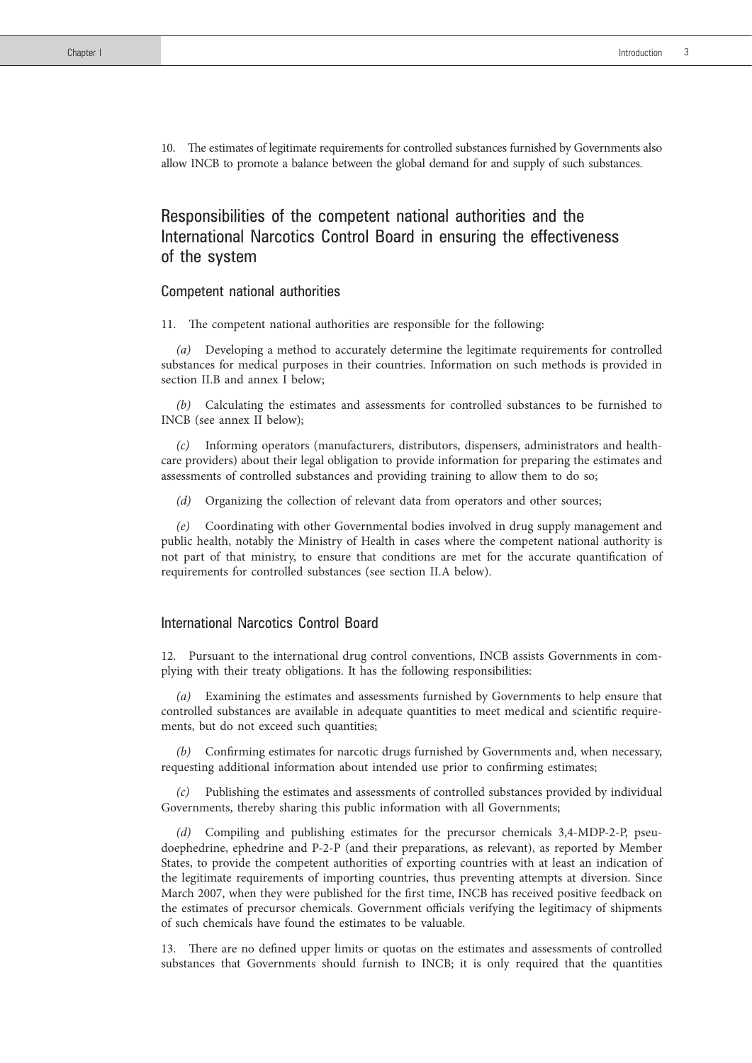10. The estimates of legitimate requirements for controlled substances furnished by Governments also allow INCB to promote a balance between the global demand for and supply of such substances.

## Responsibilities of the competent national authorities and the International Narcotics Control Board in ensuring the effectiveness of the system

### Competent national authorities

11. The competent national authorities are responsible for the following:

*(a)* Developing a method to accurately determine the legitimate requirements for controlled substances for medical purposes in their countries. Information on such methods is provided in section II.B and annex I below;

*(b)* Calculating the estimates and assessments for controlled substances to be furnished to INCB (see annex II below);

*(c)* Informing operators (manufacturers, distributors, dispensers, administrators and health-care providers) about their legal obligation to provide information for preparing the estimates and assessments of controlled substances and providing training to allow them to do so;

*(d)* Organizing the collection of relevant data from operators and other sources;

*(e)* Coordinating with other Governmental bodies involved in drug supply management and public health, notably the Ministry of Health in cases where the competent national authority is not part of that ministry, to ensure that conditions are met for the accurate quantification of requirements for controlled substances (see section II.A below).

### International Narcotics Control Board

12. Pursuant to the international drug control conventions, INCB assists Governments in complying with their treaty obligations. It has the following responsibilities:

*(a)* Examining the estimates and assessments furnished by Governments to help ensure that controlled substances are available in adequate quantities to meet medical and scientific requirements, but do not exceed such quantities;

*(b)* Confirming estimates for narcotic drugs furnished by Governments and, when necessary, requesting additional information about intended use prior to confirming estimates;

*(c)* Publishing the estimates and assessments of controlled substances provided by individual Governments, thereby sharing this public information with all Governments;

*(d)* Compiling and publishing estimates for the precursor chemicals 3,4-MDP-2-P, pseudoephedrine, ephedrine and P-2-P (and their preparations, as relevant), as reported by Member States, to provide the competent authorities of exporting countries with at least an indication of the legitimate requirements of importing countries, thus preventing attempts at diversion. Since March 2007, when they were published for the first time, INCB has received positive feedback on the estimates of precursor chemicals. Government officials verifying the legitimacy of shipments of such chemicals have found the estimates to be valuable.

13. There are no defined upper limits or quotas on the estimates and assessments of controlled substances that Governments should furnish to INCB; it is only required that the quantities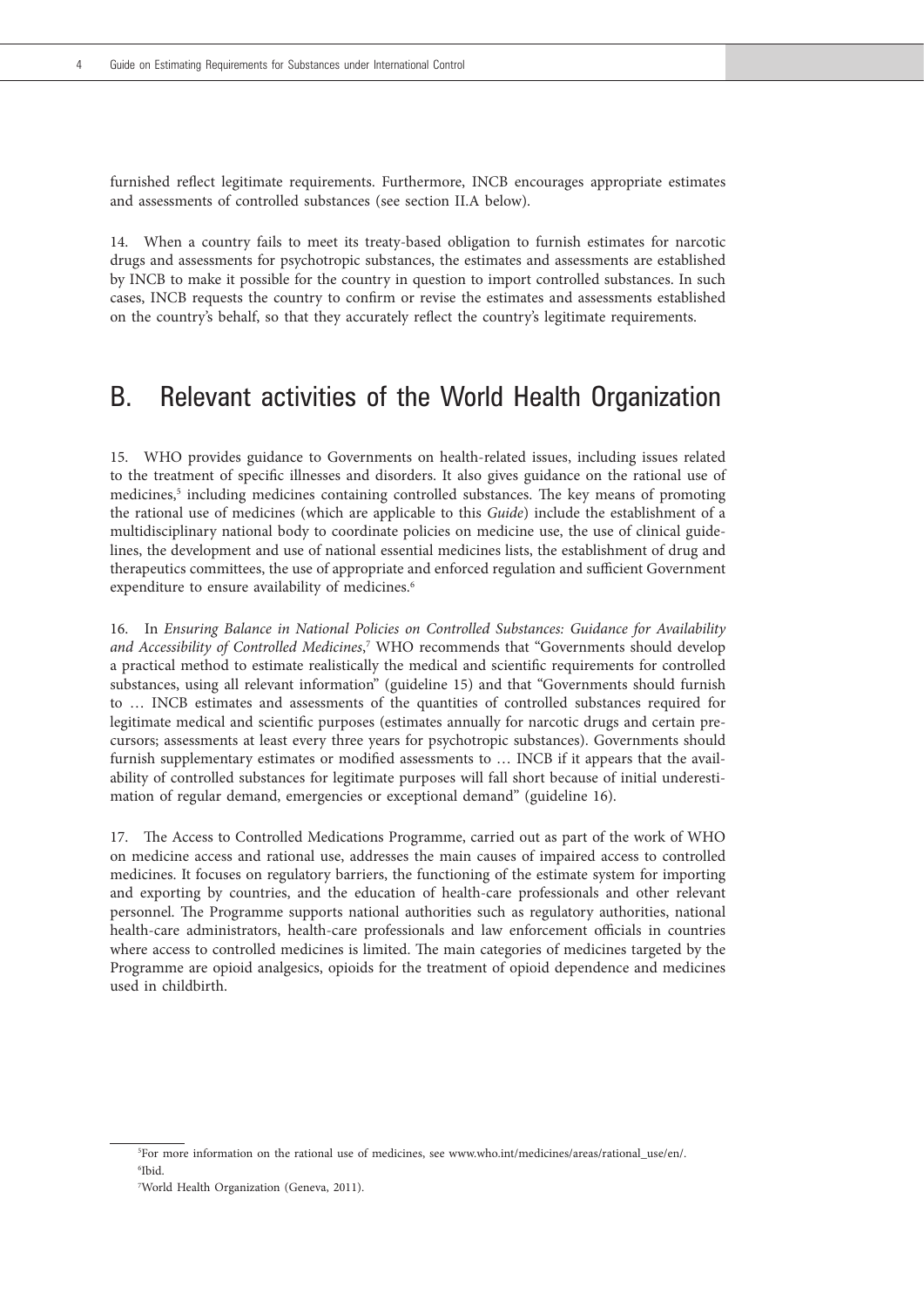furnished reflect legitimate requirements. Furthermore, INCB encourages appropriate estimates and assessments of controlled substances (see section II.A below).

14. When a country fails to meet its treaty-based obligation to furnish estimates for narcotic drugs and assessments for psychotropic substances, the estimates and assessments are established by INCB to make it possible for the country in question to import controlled substances. In such cases, INCB requests the country to confirm or revise the estimates and assessments established on the country's behalf, so that they accurately reflect the country's legitimate requirements.

## B. Relevant activities of the World Health Organization

15. WHO provides guidance to Governments on health-related issues, including issues related to the treatment of specific illnesses and disorders. It also gives guidance on the rational use of medicines,[5] including medicines containing controlled substances. The key means of promoting the rational use of medicines (which are applicable to this *Guide*) include the establishment of a multidisciplinary national body to coordinate policies on medicine use, the use of clinical guidelines, the development and use of national essential medicines lists, the establishment of drug and therapeutics committees, the use of appropriate and enforced regulation and sufficient Government expenditure to ensure availability of medicines.[6]

16. In *Ensuring Balance in National Policies on Controlled Substances: Guidance for Availability and Accessibility of Controlled Medicines*,[7] WHO recommends that "Governments should develop a practical method to estimate realistically the medical and scientific requirements for controlled substances, using all relevant information" (guideline 15) and that "Governments should furnish to … INCB estimates and assessments of the quantities of controlled substances required for legitimate medical and scientific purposes (estimates annually for narcotic drugs and certain precursors; assessments at least every three years for psychotropic substances). Governments should furnish supplementary estimates or modified assessments to … INCB if it appears that the availability of controlled substances for legitimate purposes will fall short because of initial underestimation of regular demand, emergencies or exceptional demand" (guideline 16).

17. The Access to Controlled Medications Programme, carried out as part of the work of WHO on medicine access and rational use, addresses the main causes of impaired access to controlled medicines. It focuses on regulatory barriers, the functioning of the estimate system for importing and exporting by countries, and the education of health-care professionals and other relevant personnel. The Programme supports national authorities such as regulatory authorities, national health-care administrators, health-care professionals and law enforcement officials in countries where access to controlled medicines is limited. The main categories of medicines targeted by the Programme are opioid analgesics, opioids for the treatment of opioid dependence and medicines used in childbirth.

---

[5]For more information on the rational use of medicines, see www.who.int/medicines/areas/rational_use/en/.

[6]Ibid.

[7]World Health Organization (Geneva, 2011).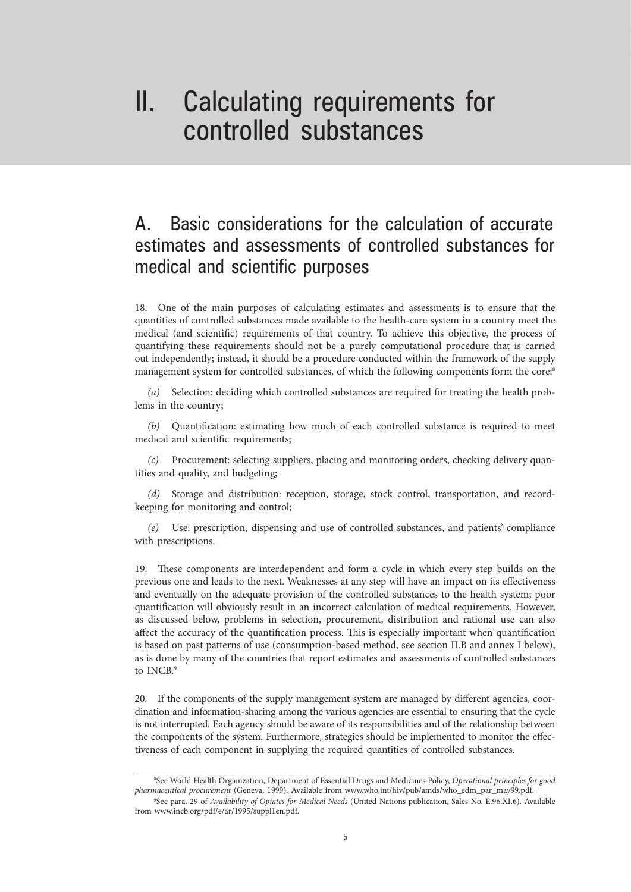# II. Calculating requirements for controlled substances

## A. Basic considerations for the calculation of accurate estimates and assessments of controlled substances for medical and scientific purposes

18. One of the main purposes of calculating estimates and assessments is to ensure that the quantities of controlled substances made available to the health-care system in a country meet the medical (and scientific) requirements of that country. To achieve this objective, the process of quantifying these requirements should not be a purely computational procedure that is carried out independently; instead, it should be a procedure conducted within the framework of the supply management system for controlled substances, of which the following components form the core:[8]

*(a)* Selection: deciding which controlled substances are required for treating the health problems in the country;

*(b)* Quantification: estimating how much of each controlled substance is required to meet medical and scientific requirements;

*(c)* Procurement: selecting suppliers, placing and monitoring orders, checking delivery quantities and quality, and budgeting;

*(d)* Storage and distribution: reception, storage, stock control, transportation, and record-keeping for monitoring and control;

*(e)* Use: prescription, dispensing and use of controlled substances, and patients' compliance with prescriptions.

19. These components are interdependent and form a cycle in which every step builds on the previous one and leads to the next. Weaknesses at any step will have an impact on its effectiveness and eventually on the adequate provision of the controlled substances to the health system; poor quantification will obviously result in an incorrect calculation of medical requirements. However, as discussed below, problems in selection, procurement, distribution and rational use can also affect the accuracy of the quantification process. This is especially important when quantification is based on past patterns of use (consumption-based method, see section II.B and annex I below), as is done by many of the countries that report estimates and assessments of controlled substances to INCB.[9]

20. If the components of the supply management system are managed by different agencies, coordination and information-sharing among the various agencies are essential to ensuring that the cycle is not interrupted. Each agency should be aware of its responsibilities and of the relationship between the components of the system. Furthermore, strategies should be implemented to monitor the effectiveness of each component in supplying the required quantities of controlled substances.

---

[8] See World Health Organization, Department of Essential Drugs and Medicines Policy, *Operational principles for good pharmaceutical procurement* (Geneva, 1999). Available from www.who.int/hiv/pub/amds/who_edm_par_may99.pdf.

[9] See para. 29 of *Availability of Opiates for Medical Needs* (United Nations publication, Sales No. E.96.XI.6). Available from www.incb.org/pdf/e/ar/1995/suppl1en.pdf.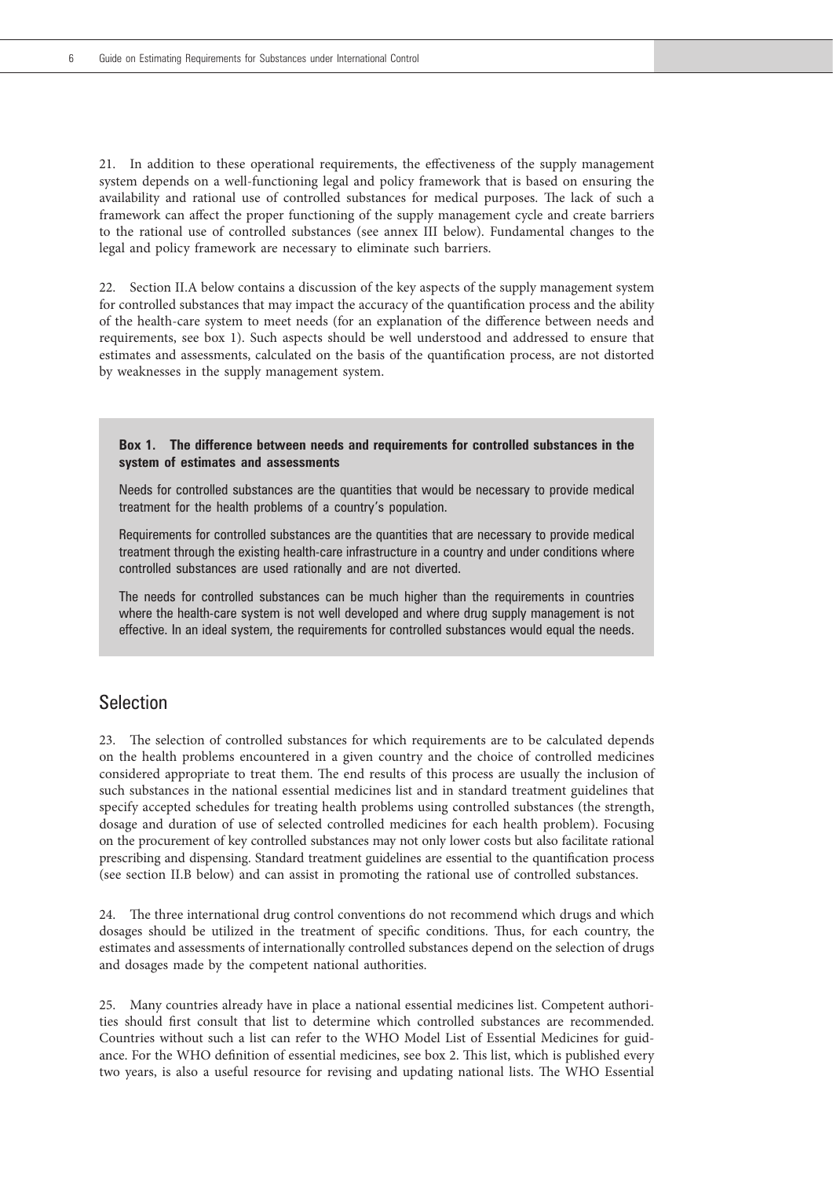21. In addition to these operational requirements, the effectiveness of the supply management system depends on a well-functioning legal and policy framework that is based on ensuring the availability and rational use of controlled substances for medical purposes. The lack of such a framework can affect the proper functioning of the supply management cycle and create barriers to the rational use of controlled substances (see annex III below). Fundamental changes to the legal and policy framework are necessary to eliminate such barriers.

22. Section II.A below contains a discussion of the key aspects of the supply management system for controlled substances that may impact the accuracy of the quantification process and the ability of the health-care system to meet needs (for an explanation of the difference between needs and requirements, see box 1). Such aspects should be well understood and addressed to ensure that estimates and assessments, calculated on the basis of the quantification process, are not distorted by weaknesses in the supply management system.

> **Box 1. The difference between needs and requirements for controlled substances in the system of estimates and assessments**
>
> Needs for controlled substances are the quantities that would be necessary to provide medical treatment for the health problems of a country's population.
>
> Requirements for controlled substances are the quantities that are necessary to provide medical treatment through the existing health-care infrastructure in a country and under conditions where controlled substances are used rationally and are not diverted.
>
> The needs for controlled substances can be much higher than the requirements in countries where the health-care system is not well developed and where drug supply management is not effective. In an ideal system, the requirements for controlled substances would equal the needs.

## Selection

23. The selection of controlled substances for which requirements are to be calculated depends on the health problems encountered in a given country and the choice of controlled medicines considered appropriate to treat them. The end results of this process are usually the inclusion of such substances in the national essential medicines list and in standard treatment guidelines that specify accepted schedules for treating health problems using controlled substances (the strength, dosage and duration of use of selected controlled medicines for each health problem). Focusing on the procurement of key controlled substances may not only lower costs but also facilitate rational prescribing and dispensing. Standard treatment guidelines are essential to the quantification process (see section II.B below) and can assist in promoting the rational use of controlled substances.

24. The three international drug control conventions do not recommend which drugs and which dosages should be utilized in the treatment of specific conditions. Thus, for each country, the estimates and assessments of internationally controlled substances depend on the selection of drugs and dosages made by the competent national authorities.

25. Many countries already have in place a national essential medicines list. Competent authorities should first consult that list to determine which controlled substances are recommended. Countries without such a list can refer to the WHO Model List of Essential Medicines for guidance. For the WHO definition of essential medicines, see box 2. This list, which is published every two years, is also a useful resource for revising and updating national lists. The WHO Essential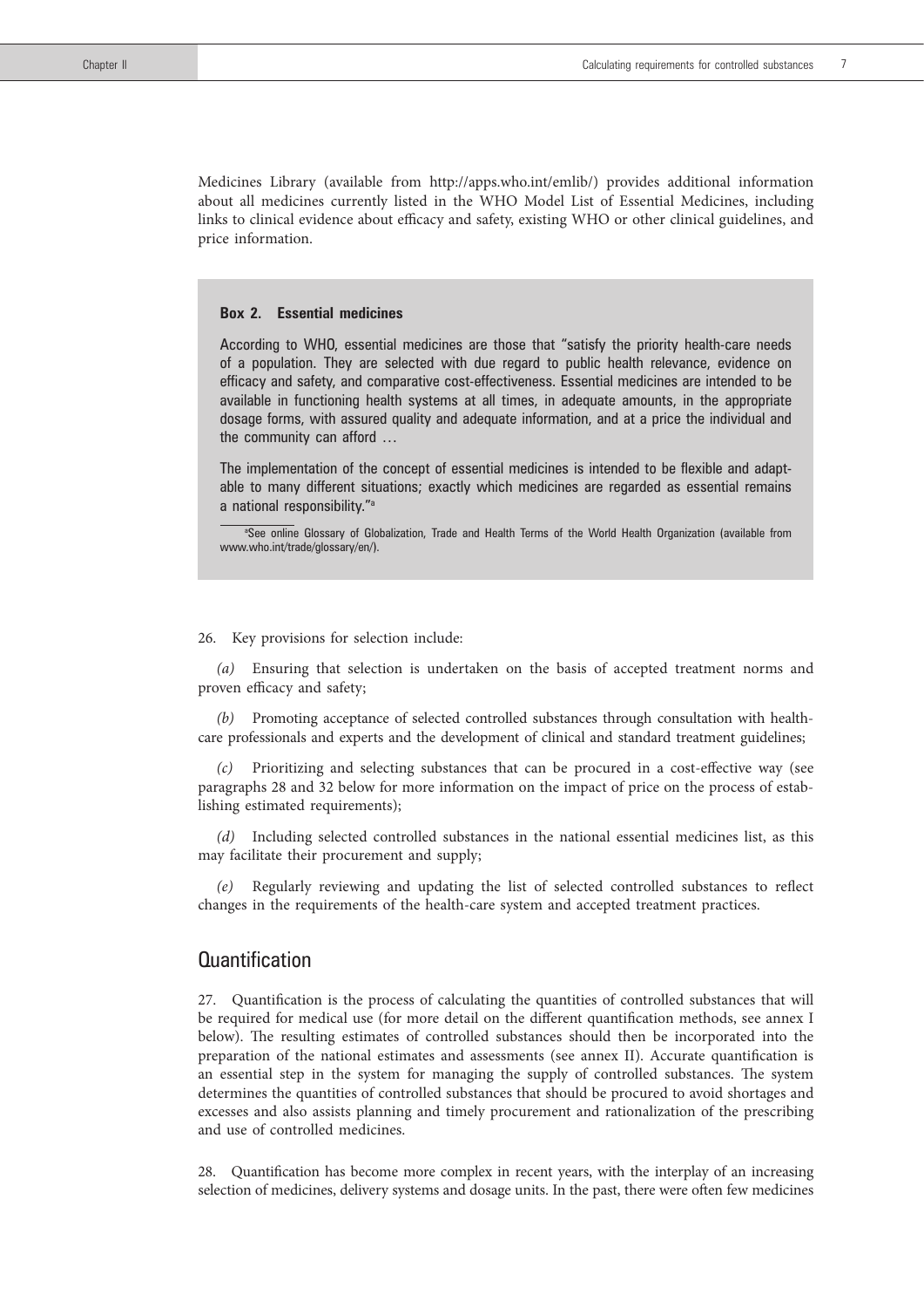Medicines Library (available from http://apps.who.int/emlib/) provides additional information about all medicines currently listed in the WHO Model List of Essential Medicines, including links to clinical evidence about efficacy and safety, existing WHO or other clinical guidelines, and price information.

> **Box 2. Essential medicines**
>
> According to WHO, essential medicines are those that "satisfy the priority health-care needs of a population. They are selected with due regard to public health relevance, evidence on efficacy and safety, and comparative cost-effectiveness. Essential medicines are intended to be available in functioning health systems at all times, in adequate amounts, in the appropriate dosage forms, with assured quality and adequate information, and at a price the individual and the community can afford …
>
> The implementation of the concept of essential medicines is intended to be flexible and adaptable to many different situations; exactly which medicines are regarded as essential remains a national responsibility."[a]
>
> [a]See online Glossary of Globalization, Trade and Health Terms of the World Health Organization (available from www.who.int/trade/glossary/en/).

26. Key provisions for selection include:

*(a)* Ensuring that selection is undertaken on the basis of accepted treatment norms and proven efficacy and safety;

*(b)* Promoting acceptance of selected controlled substances through consultation with health-care professionals and experts and the development of clinical and standard treatment guidelines;

*(c)* Prioritizing and selecting substances that can be procured in a cost-effective way (see paragraphs 28 and 32 below for more information on the impact of price on the process of establishing estimated requirements);

*(d)* Including selected controlled substances in the national essential medicines list, as this may facilitate their procurement and supply;

*(e)* Regularly reviewing and updating the list of selected controlled substances to reflect changes in the requirements of the health-care system and accepted treatment practices.

## Quantification

27. Quantification is the process of calculating the quantities of controlled substances that will be required for medical use (for more detail on the different quantification methods, see annex I below). The resulting estimates of controlled substances should then be incorporated into the preparation of the national estimates and assessments (see annex II). Accurate quantification is an essential step in the system for managing the supply of controlled substances. The system determines the quantities of controlled substances that should be procured to avoid shortages and excesses and also assists planning and timely procurement and rationalization of the prescribing and use of controlled medicines.

28. Quantification has become more complex in recent years, with the interplay of an increasing selection of medicines, delivery systems and dosage units. In the past, there were often few medicines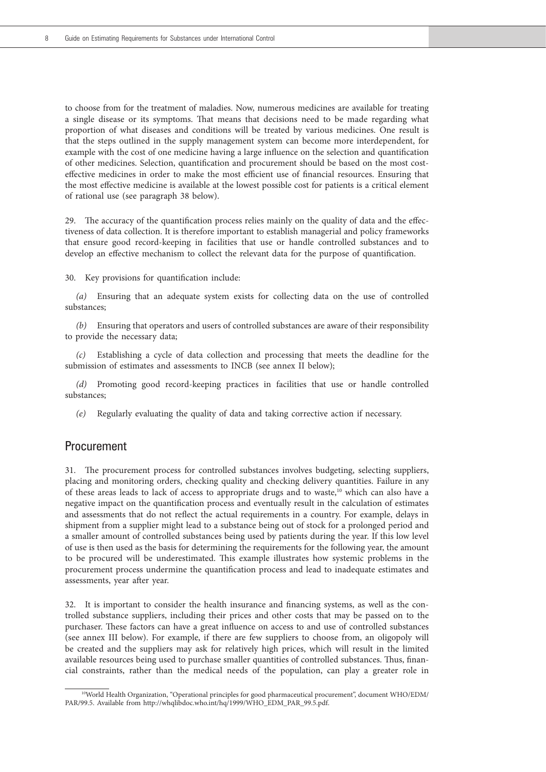to choose from for the treatment of maladies. Now, numerous medicines are available for treating a single disease or its symptoms. That means that decisions need to be made regarding what proportion of what diseases and conditions will be treated by various medicines. One result is that the steps outlined in the supply management system can become more interdependent, for example with the cost of one medicine having a large influence on the selection and quantification of other medicines. Selection, quantification and procurement should be based on the most cost-effective medicines in order to make the most efficient use of financial resources. Ensuring that the most effective medicine is available at the lowest possible cost for patients is a critical element of rational use (see paragraph 38 below).

29. The accuracy of the quantification process relies mainly on the quality of data and the effectiveness of data collection. It is therefore important to establish managerial and policy frameworks that ensure good record-keeping in facilities that use or handle controlled substances and to develop an effective mechanism to collect the relevant data for the purpose of quantification.

30. Key provisions for quantification include:

*(a)* Ensuring that an adequate system exists for collecting data on the use of controlled substances;

*(b)* Ensuring that operators and users of controlled substances are aware of their responsibility to provide the necessary data;

*(c)* Establishing a cycle of data collection and processing that meets the deadline for the submission of estimates and assessments to INCB (see annex II below);

*(d)* Promoting good record-keeping practices in facilities that use or handle controlled substances;

*(e)* Regularly evaluating the quality of data and taking corrective action if necessary.

## Procurement

31. The procurement process for controlled substances involves budgeting, selecting suppliers, placing and monitoring orders, checking quality and checking delivery quantities. Failure in any of these areas leads to lack of access to appropriate drugs and to waste,[10] which can also have a negative impact on the quantification process and eventually result in the calculation of estimates and assessments that do not reflect the actual requirements in a country. For example, delays in shipment from a supplier might lead to a substance being out of stock for a prolonged period and a smaller amount of controlled substances being used by patients during the year. If this low level of use is then used as the basis for determining the requirements for the following year, the amount to be procured will be underestimated. This example illustrates how systemic problems in the procurement process undermine the quantification process and lead to inadequate estimates and assessments, year after year.

32. It is important to consider the health insurance and financing systems, as well as the controlled substance suppliers, including their prices and other costs that may be passed on to the purchaser. These factors can have a great influence on access to and use of controlled substances (see annex III below). For example, if there are few suppliers to choose from, an oligopoly will be created and the suppliers may ask for relatively high prices, which will result in the limited available resources being used to purchase smaller quantities of controlled substances. Thus, financial constraints, rather than the medical needs of the population, can play a greater role in

[10]World Health Organization, "Operational principles for good pharmaceutical procurement", document WHO/EDM/PAR/99.5. Available from http://whqlibdoc.who.int/hq/1999/WHO_EDM_PAR_99.5.pdf.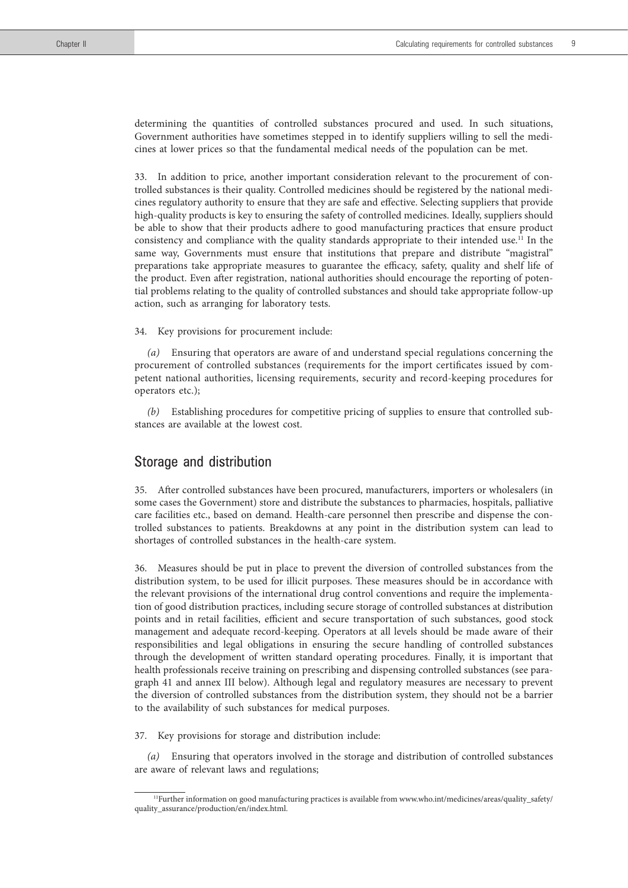determining the quantities of controlled substances procured and used. In such situations, Government authorities have sometimes stepped in to identify suppliers willing to sell the medicines at lower prices so that the fundamental medical needs of the population can be met.

33. In addition to price, another important consideration relevant to the procurement of controlled substances is their quality. Controlled medicines should be registered by the national medicines regulatory authority to ensure that they are safe and effective. Selecting suppliers that provide high-quality products is key to ensuring the safety of controlled medicines. Ideally, suppliers should be able to show that their products adhere to good manufacturing practices that ensure product consistency and compliance with the quality standards appropriate to their intended use.[11] In the same way, Governments must ensure that institutions that prepare and distribute "magistral" preparations take appropriate measures to guarantee the efficacy, safety, quality and shelf life of the product. Even after registration, national authorities should encourage the reporting of potential problems relating to the quality of controlled substances and should take appropriate follow-up action, such as arranging for laboratory tests.

34. Key provisions for procurement include:

*(a)* Ensuring that operators are aware of and understand special regulations concerning the procurement of controlled substances (requirements for the import certificates issued by competent national authorities, licensing requirements, security and record-keeping procedures for operators etc.);

*(b)* Establishing procedures for competitive pricing of supplies to ensure that controlled substances are available at the lowest cost.

## Storage and distribution

35. After controlled substances have been procured, manufacturers, importers or wholesalers (in some cases the Government) store and distribute the substances to pharmacies, hospitals, palliative care facilities etc., based on demand. Health-care personnel then prescribe and dispense the controlled substances to patients. Breakdowns at any point in the distribution system can lead to shortages of controlled substances in the health-care system.

36. Measures should be put in place to prevent the diversion of controlled substances from the distribution system, to be used for illicit purposes. These measures should be in accordance with the relevant provisions of the international drug control conventions and require the implementation of good distribution practices, including secure storage of controlled substances at distribution points and in retail facilities, efficient and secure transportation of such substances, good stock management and adequate record-keeping. Operators at all levels should be made aware of their responsibilities and legal obligations in ensuring the secure handling of controlled substances through the development of written standard operating procedures. Finally, it is important that health professionals receive training on prescribing and dispensing controlled substances (see paragraph 41 and annex III below). Although legal and regulatory measures are necessary to prevent the diversion of controlled substances from the distribution system, they should not be a barrier to the availability of such substances for medical purposes.

37. Key provisions for storage and distribution include:

*(a)* Ensuring that operators involved in the storage and distribution of controlled substances are aware of relevant laws and regulations;

---

[11] Further information on good manufacturing practices is available from www.who.int/medicines/areas/quality_safety/quality_assurance/production/en/index.html.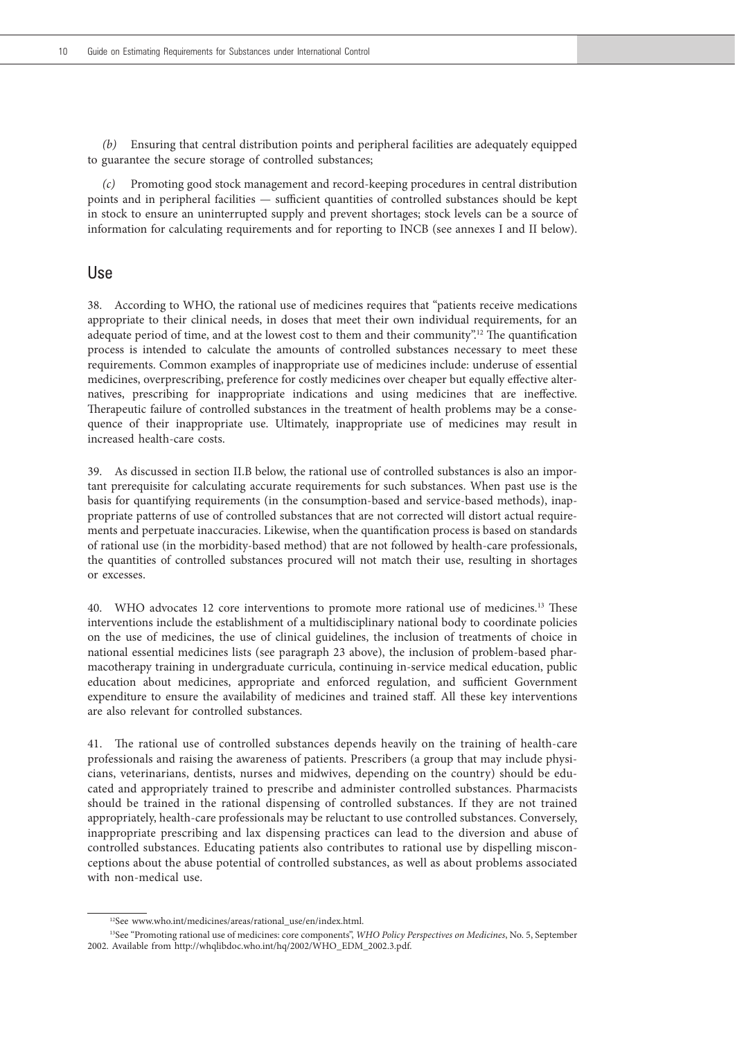*(b)* Ensuring that central distribution points and peripheral facilities are adequately equipped to guarantee the secure storage of controlled substances;

*(c)* Promoting good stock management and record-keeping procedures in central distribution points and in peripheral facilities — sufficient quantities of controlled substances should be kept in stock to ensure an uninterrupted supply and prevent shortages; stock levels can be a source of information for calculating requirements and for reporting to INCB (see annexes I and II below).

## Use

38. According to WHO, the rational use of medicines requires that "patients receive medications appropriate to their clinical needs, in doses that meet their own individual requirements, for an adequate period of time, and at the lowest cost to them and their community".[12] The quantification process is intended to calculate the amounts of controlled substances necessary to meet these requirements. Common examples of inappropriate use of medicines include: underuse of essential medicines, overprescribing, preference for costly medicines over cheaper but equally effective alternatives, prescribing for inappropriate indications and using medicines that are ineffective. Therapeutic failure of controlled substances in the treatment of health problems may be a consequence of their inappropriate use. Ultimately, inappropriate use of medicines may result in increased health-care costs.

39. As discussed in section II.B below, the rational use of controlled substances is also an important prerequisite for calculating accurate requirements for such substances. When past use is the basis for quantifying requirements (in the consumption-based and service-based methods), inappropriate patterns of use of controlled substances that are not corrected will distort actual requirements and perpetuate inaccuracies. Likewise, when the quantification process is based on standards of rational use (in the morbidity-based method) that are not followed by health-care professionals, the quantities of controlled substances procured will not match their use, resulting in shortages or excesses.

40. WHO advocates 12 core interventions to promote more rational use of medicines.[13] These interventions include the establishment of a multidisciplinary national body to coordinate policies on the use of medicines, the use of clinical guidelines, the inclusion of treatments of choice in national essential medicines lists (see paragraph 23 above), the inclusion of problem-based pharmacotherapy training in undergraduate curricula, continuing in-service medical education, public education about medicines, appropriate and enforced regulation, and sufficient Government expenditure to ensure the availability of medicines and trained staff. All these key interventions are also relevant for controlled substances.

41. The rational use of controlled substances depends heavily on the training of health-care professionals and raising the awareness of patients. Prescribers (a group that may include physicians, veterinarians, dentists, nurses and midwives, depending on the country) should be educated and appropriately trained to prescribe and administer controlled substances. Pharmacists should be trained in the rational dispensing of controlled substances. If they are not trained appropriately, health-care professionals may be reluctant to use controlled substances. Conversely, inappropriate prescribing and lax dispensing practices can lead to the diversion and abuse of controlled substances. Educating patients also contributes to rational use by dispelling misconceptions about the abuse potential of controlled substances, as well as about problems associated with non-medical use.

---

[12] See www.who.int/medicines/areas/rational_use/en/index.html.

[13] See "Promoting rational use of medicines: core components", *WHO Policy Perspectives on Medicines*, No. 5, September 2002. Available from http://whqlibdoc.who.int/hq/2002/WHO_EDM_2002.3.pdf.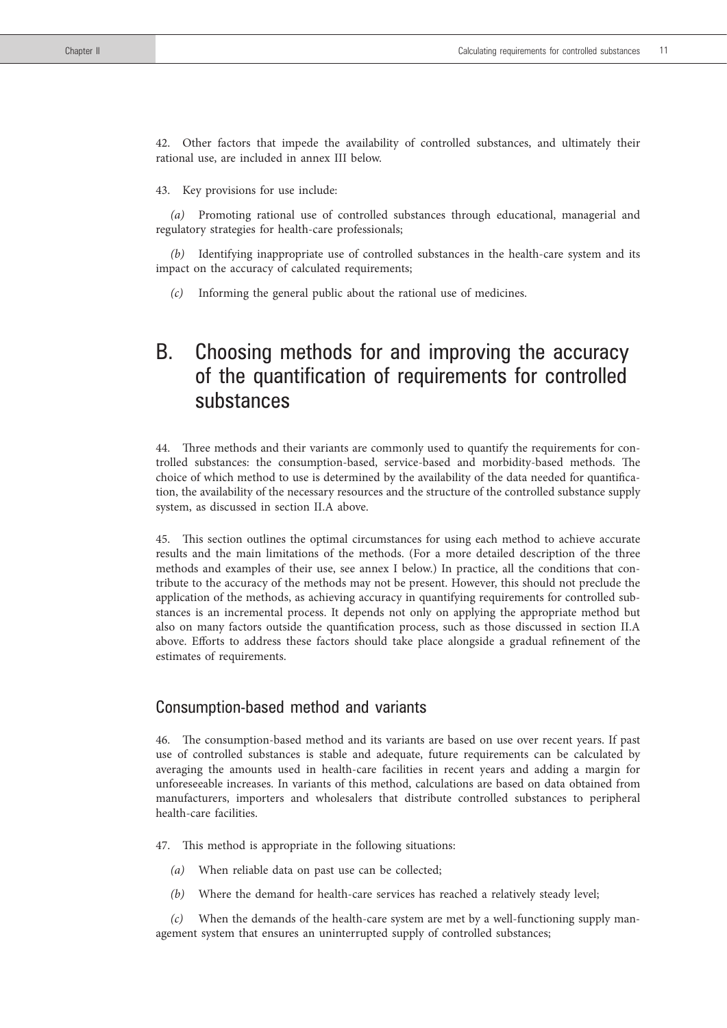42. Other factors that impede the availability of controlled substances, and ultimately their rational use, are included in annex III below.

43. Key provisions for use include:

*(a)* Promoting rational use of controlled substances through educational, managerial and regulatory strategies for health-care professionals;

*(b)* Identifying inappropriate use of controlled substances in the health-care system and its impact on the accuracy of calculated requirements;

*(c)* Informing the general public about the rational use of medicines.

## B. Choosing methods for and improving the accuracy of the quantification of requirements for controlled substances

44. Three methods and their variants are commonly used to quantify the requirements for controlled substances: the consumption-based, service-based and morbidity-based methods. The choice of which method to use is determined by the availability of the data needed for quantification, the availability of the necessary resources and the structure of the controlled substance supply system, as discussed in section II.A above.

45. This section outlines the optimal circumstances for using each method to achieve accurate results and the main limitations of the methods. (For a more detailed description of the three methods and examples of their use, see annex I below.) In practice, all the conditions that contribute to the accuracy of the methods may not be present. However, this should not preclude the application of the methods, as achieving accuracy in quantifying requirements for controlled substances is an incremental process. It depends not only on applying the appropriate method but also on many factors outside the quantification process, such as those discussed in section II.A above. Efforts to address these factors should take place alongside a gradual refinement of the estimates of requirements.

### Consumption-based method and variants

46. The consumption-based method and its variants are based on use over recent years. If past use of controlled substances is stable and adequate, future requirements can be calculated by averaging the amounts used in health-care facilities in recent years and adding a margin for unforeseeable increases. In variants of this method, calculations are based on data obtained from manufacturers, importers and wholesalers that distribute controlled substances to peripheral health-care facilities.

47. This method is appropriate in the following situations:

*(a)* When reliable data on past use can be collected;

*(b)* Where the demand for health-care services has reached a relatively steady level;

*(c)* When the demands of the health-care system are met by a well-functioning supply management system that ensures an uninterrupted supply of controlled substances;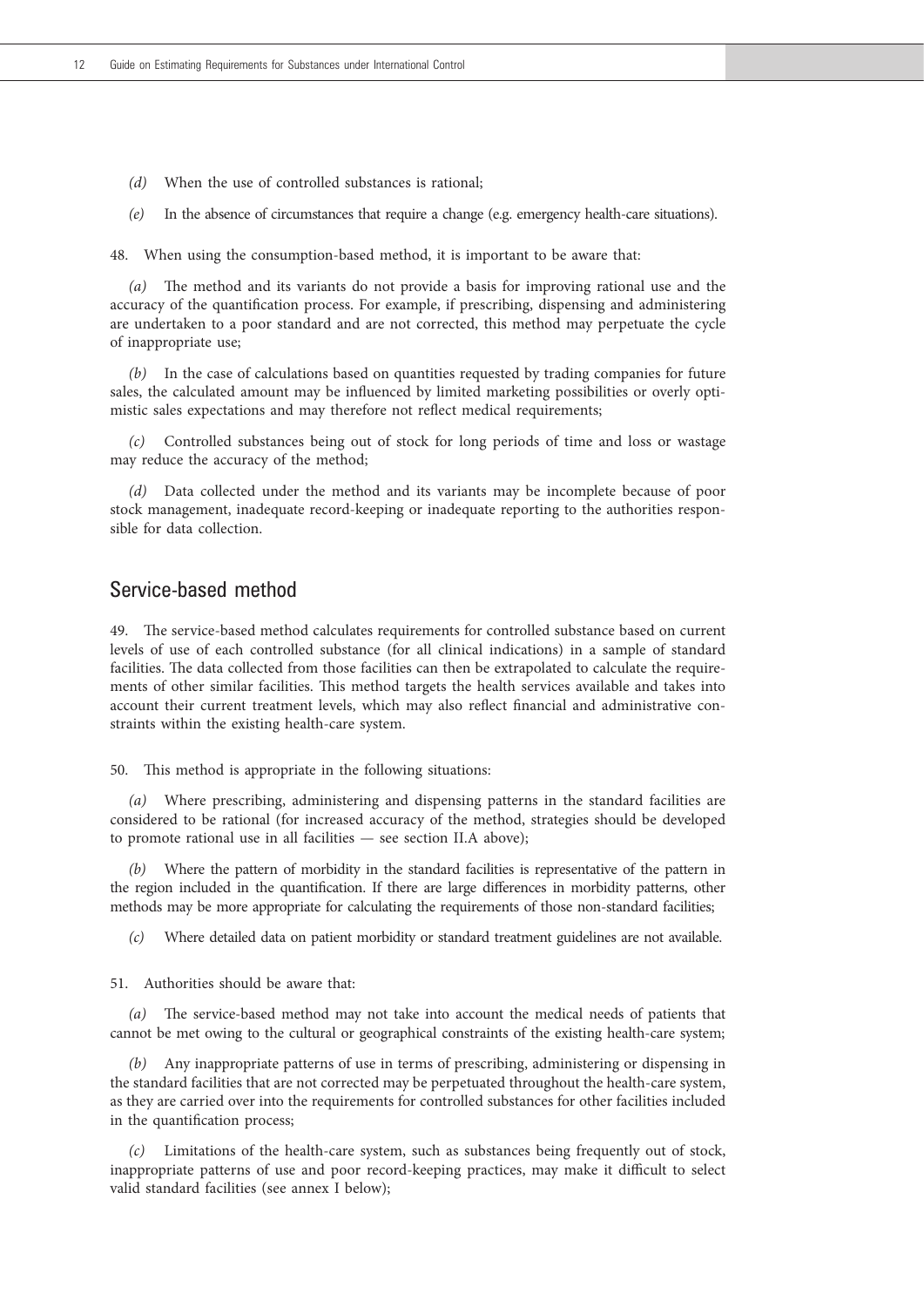*(d)* When the use of controlled substances is rational;

*(e)* In the absence of circumstances that require a change (e.g. emergency health-care situations).

48. When using the consumption-based method, it is important to be aware that:

*(a)* The method and its variants do not provide a basis for improving rational use and the accuracy of the quantification process. For example, if prescribing, dispensing and administering are undertaken to a poor standard and are not corrected, this method may perpetuate the cycle of inappropriate use;

*(b)* In the case of calculations based on quantities requested by trading companies for future sales, the calculated amount may be influenced by limited marketing possibilities or overly optimistic sales expectations and may therefore not reflect medical requirements;

*(c)* Controlled substances being out of stock for long periods of time and loss or wastage may reduce the accuracy of the method;

*(d)* Data collected under the method and its variants may be incomplete because of poor stock management, inadequate record-keeping or inadequate reporting to the authorities responsible for data collection.

## Service-based method

49. The service-based method calculates requirements for controlled substance based on current levels of use of each controlled substance (for all clinical indications) in a sample of standard facilities. The data collected from those facilities can then be extrapolated to calculate the requirements of other similar facilities. This method targets the health services available and takes into account their current treatment levels, which may also reflect financial and administrative constraints within the existing health-care system.

50. This method is appropriate in the following situations:

*(a)* Where prescribing, administering and dispensing patterns in the standard facilities are considered to be rational (for increased accuracy of the method, strategies should be developed to promote rational use in all facilities — see section II.A above);

*(b)* Where the pattern of morbidity in the standard facilities is representative of the pattern in the region included in the quantification. If there are large differences in morbidity patterns, other methods may be more appropriate for calculating the requirements of those non-standard facilities;

*(c)* Where detailed data on patient morbidity or standard treatment guidelines are not available.

51. Authorities should be aware that:

*(a)* The service-based method may not take into account the medical needs of patients that cannot be met owing to the cultural or geographical constraints of the existing health-care system;

*(b)* Any inappropriate patterns of use in terms of prescribing, administering or dispensing in the standard facilities that are not corrected may be perpetuated throughout the health-care system, as they are carried over into the requirements for controlled substances for other facilities included in the quantification process;

*(c)* Limitations of the health-care system, such as substances being frequently out of stock, inappropriate patterns of use and poor record-keeping practices, may make it difficult to select valid standard facilities (see annex I below);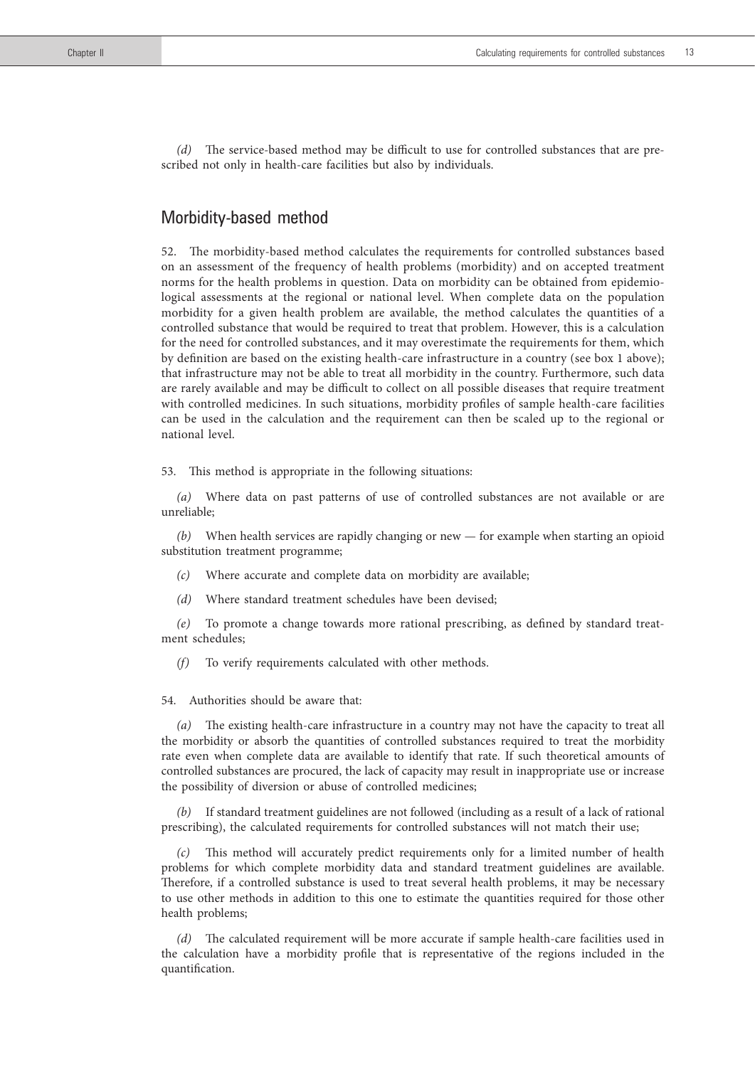*(d)* The service-based method may be difficult to use for controlled substances that are prescribed not only in health-care facilities but also by individuals.

## Morbidity-based method

52. The morbidity-based method calculates the requirements for controlled substances based on an assessment of the frequency of health problems (morbidity) and on accepted treatment norms for the health problems in question. Data on morbidity can be obtained from epidemiological assessments at the regional or national level. When complete data on the population morbidity for a given health problem are available, the method calculates the quantities of a controlled substance that would be required to treat that problem. However, this is a calculation for the need for controlled substances, and it may overestimate the requirements for them, which by definition are based on the existing health-care infrastructure in a country (see box 1 above); that infrastructure may not be able to treat all morbidity in the country. Furthermore, such data are rarely available and may be difficult to collect on all possible diseases that require treatment with controlled medicines. In such situations, morbidity profiles of sample health-care facilities can be used in the calculation and the requirement can then be scaled up to the regional or national level.

53. This method is appropriate in the following situations:

*(a)* Where data on past patterns of use of controlled substances are not available or are unreliable;

*(b)* When health services are rapidly changing or new — for example when starting an opioid substitution treatment programme;

*(c)* Where accurate and complete data on morbidity are available;

*(d)* Where standard treatment schedules have been devised;

*(e)* To promote a change towards more rational prescribing, as defined by standard treatment schedules;

*(f)* To verify requirements calculated with other methods.

54. Authorities should be aware that:

*(a)* The existing health-care infrastructure in a country may not have the capacity to treat all the morbidity or absorb the quantities of controlled substances required to treat the morbidity rate even when complete data are available to identify that rate. If such theoretical amounts of controlled substances are procured, the lack of capacity may result in inappropriate use or increase the possibility of diversion or abuse of controlled medicines;

*(b)* If standard treatment guidelines are not followed (including as a result of a lack of rational prescribing), the calculated requirements for controlled substances will not match their use;

*(c)* This method will accurately predict requirements only for a limited number of health problems for which complete morbidity data and standard treatment guidelines are available. Therefore, if a controlled substance is used to treat several health problems, it may be necessary to use other methods in addition to this one to estimate the quantities required for those other health problems;

*(d)* The calculated requirement will be more accurate if sample health-care facilities used in the calculation have a morbidity profile that is representative of the regions included in the quantification.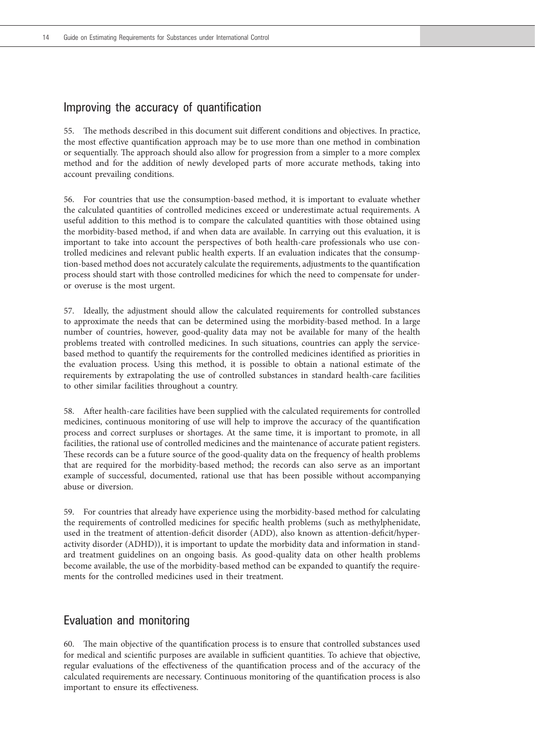## Improving the accuracy of quantification

55. The methods described in this document suit different conditions and objectives. In practice, the most effective quantification approach may be to use more than one method in combination or sequentially. The approach should also allow for progression from a simpler to a more complex method and for the addition of newly developed parts of more accurate methods, taking into account prevailing conditions.

56. For countries that use the consumption-based method, it is important to evaluate whether the calculated quantities of controlled medicines exceed or underestimate actual requirements. A useful addition to this method is to compare the calculated quantities with those obtained using the morbidity-based method, if and when data are available. In carrying out this evaluation, it is important to take into account the perspectives of both health-care professionals who use controlled medicines and relevant public health experts. If an evaluation indicates that the consumption-based method does not accurately calculate the requirements, adjustments to the quantification process should start with those controlled medicines for which the need to compensate for under- or overuse is the most urgent.

57. Ideally, the adjustment should allow the calculated requirements for controlled substances to approximate the needs that can be determined using the morbidity-based method. In a large number of countries, however, good-quality data may not be available for many of the health problems treated with controlled medicines. In such situations, countries can apply the service-based method to quantify the requirements for the controlled medicines identified as priorities in the evaluation process. Using this method, it is possible to obtain a national estimate of the requirements by extrapolating the use of controlled substances in standard health-care facilities to other similar facilities throughout a country.

58. After health-care facilities have been supplied with the calculated requirements for controlled medicines, continuous monitoring of use will help to improve the accuracy of the quantification process and correct surpluses or shortages. At the same time, it is important to promote, in all facilities, the rational use of controlled medicines and the maintenance of accurate patient registers. These records can be a future source of the good-quality data on the frequency of health problems that are required for the morbidity-based method; the records can also serve as an important example of successful, documented, rational use that has been possible without accompanying abuse or diversion.

59. For countries that already have experience using the morbidity-based method for calculating the requirements of controlled medicines for specific health problems (such as methylphenidate, used in the treatment of attention-deficit disorder (ADD), also known as attention-deficit/hyperactivity disorder (ADHD)), it is important to update the morbidity data and information in standard treatment guidelines on an ongoing basis. As good-quality data on other health problems become available, the use of the morbidity-based method can be expanded to quantify the requirements for the controlled medicines used in their treatment.

## Evaluation and monitoring

60. The main objective of the quantification process is to ensure that controlled substances used for medical and scientific purposes are available in sufficient quantities. To achieve that objective, regular evaluations of the effectiveness of the quantification process and of the accuracy of the calculated requirements are necessary. Continuous monitoring of the quantification process is also important to ensure its effectiveness.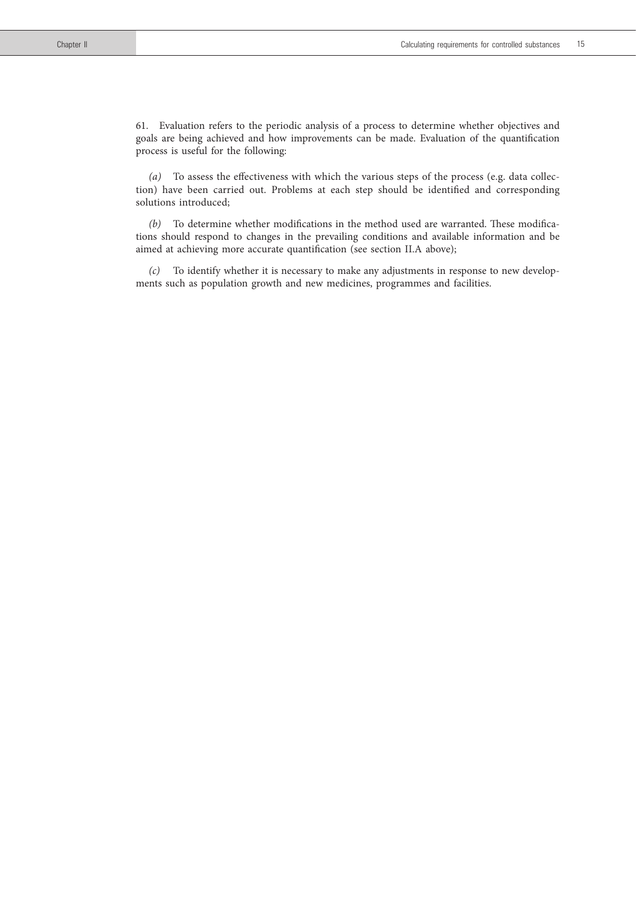61. Evaluation refers to the periodic analysis of a process to determine whether objectives and goals are being achieved and how improvements can be made. Evaluation of the quantification process is useful for the following:

*(a)* To assess the effectiveness with which the various steps of the process (e.g. data collection) have been carried out. Problems at each step should be identified and corresponding solutions introduced;

*(b)* To determine whether modifications in the method used are warranted. These modifications should respond to changes in the prevailing conditions and available information and be aimed at achieving more accurate quantification (see section II.A above);

*(c)* To identify whether it is necessary to make any adjustments in response to new developments such as population growth and new medicines, programmes and facilities.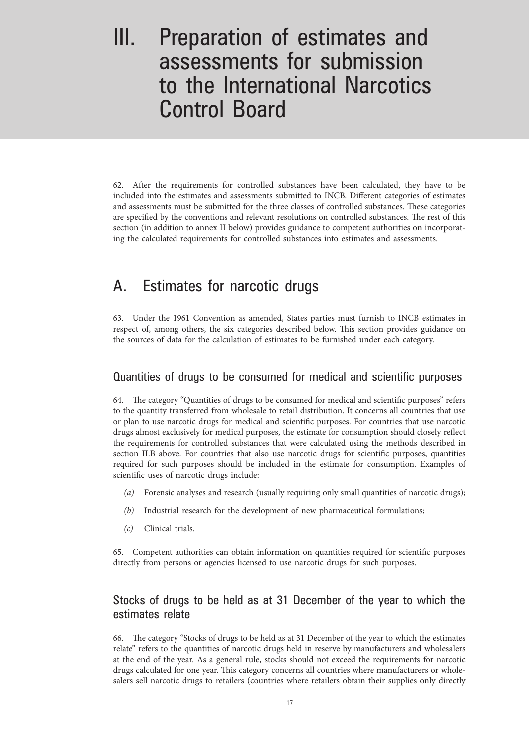# III. Preparation of estimates and assessments for submission to the International Narcotics Control Board

62. After the requirements for controlled substances have been calculated, they have to be included into the estimates and assessments submitted to INCB. Different categories of estimates and assessments must be submitted for the three classes of controlled substances. These categories are specified by the conventions and relevant resolutions on controlled substances. The rest of this section (in addition to annex II below) provides guidance to competent authorities on incorporating the calculated requirements for controlled substances into estimates and assessments.

## A. Estimates for narcotic drugs

63. Under the 1961 Convention as amended, States parties must furnish to INCB estimates in respect of, among others, the six categories described below. This section provides guidance on the sources of data for the calculation of estimates to be furnished under each category.

### Quantities of drugs to be consumed for medical and scientific purposes

64. The category "Quantities of drugs to be consumed for medical and scientific purposes" refers to the quantity transferred from wholesale to retail distribution. It concerns all countries that use or plan to use narcotic drugs for medical and scientific purposes. For countries that use narcotic drugs almost exclusively for medical purposes, the estimate for consumption should closely reflect the requirements for controlled substances that were calculated using the methods described in section II.B above. For countries that also use narcotic drugs for scientific purposes, quantities required for such purposes should be included in the estimate for consumption. Examples of scientific uses of narcotic drugs include:

*(a)* Forensic analyses and research (usually requiring only small quantities of narcotic drugs);

*(b)* Industrial research for the development of new pharmaceutical formulations;

*(c)* Clinical trials.

65. Competent authorities can obtain information on quantities required for scientific purposes directly from persons or agencies licensed to use narcotic drugs for such purposes.

### Stocks of drugs to be held as at 31 December of the year to which the estimates relate

66. The category "Stocks of drugs to be held as at 31 December of the year to which the estimates relate" refers to the quantities of narcotic drugs held in reserve by manufacturers and wholesalers at the end of the year. As a general rule, stocks should not exceed the requirements for narcotic drugs calculated for one year. This category concerns all countries where manufacturers or wholesalers sell narcotic drugs to retailers (countries where retailers obtain their supplies only directly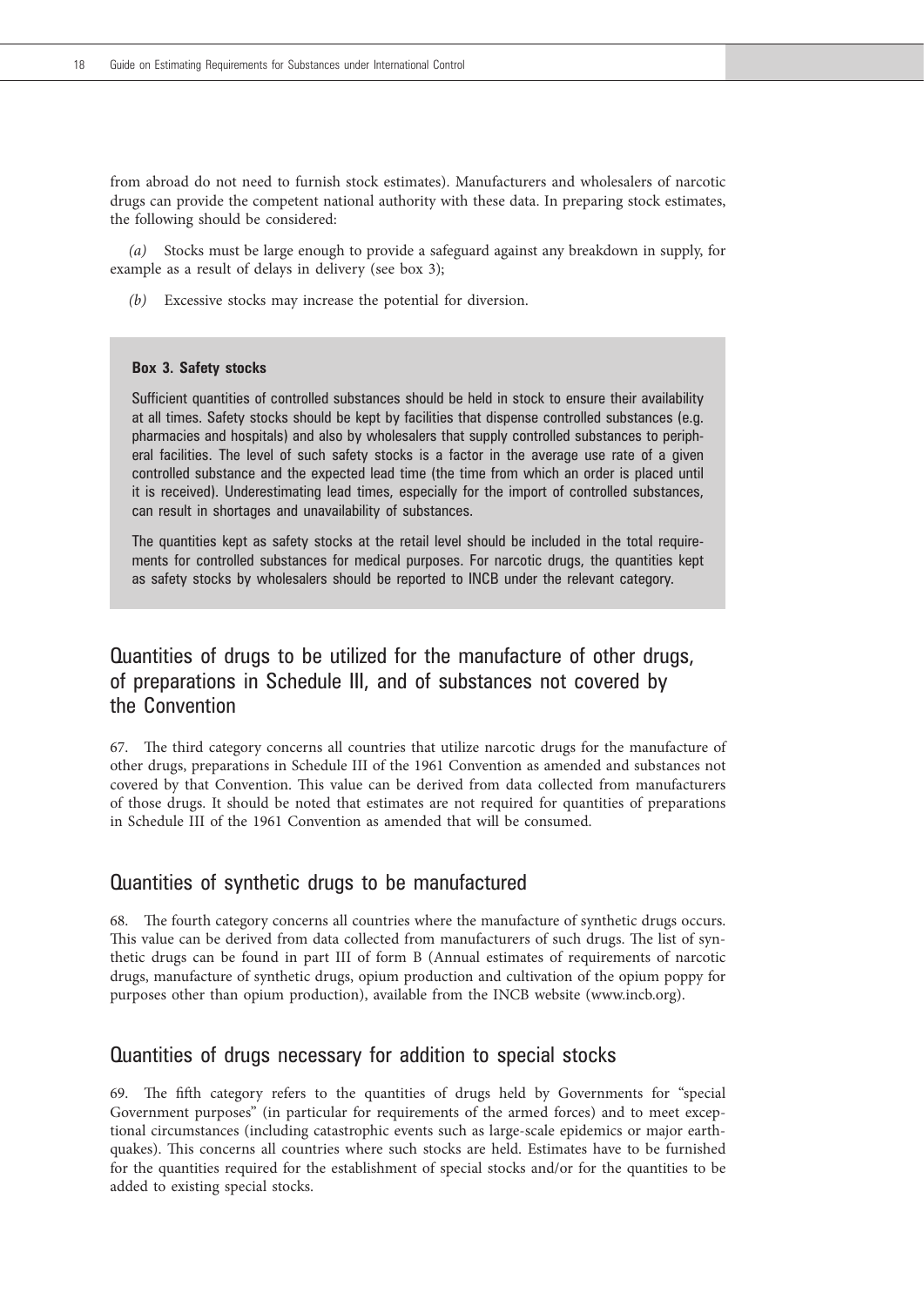from abroad do not need to furnish stock estimates). Manufacturers and wholesalers of narcotic drugs can provide the competent national authority with these data. In preparing stock estimates, the following should be considered:

*(a)* Stocks must be large enough to provide a safeguard against any breakdown in supply, for example as a result of delays in delivery (see box 3);

*(b)* Excessive stocks may increase the potential for diversion.

> **Box 3. Safety stocks**
>
> Sufficient quantities of controlled substances should be held in stock to ensure their availability at all times. Safety stocks should be kept by facilities that dispense controlled substances (e.g. pharmacies and hospitals) and also by wholesalers that supply controlled substances to peripheral facilities. The level of such safety stocks is a factor in the average use rate of a given controlled substance and the expected lead time (the time from which an order is placed until it is received). Underestimating lead times, especially for the import of controlled substances, can result in shortages and unavailability of substances.
>
> The quantities kept as safety stocks at the retail level should be included in the total requirements for controlled substances for medical purposes. For narcotic drugs, the quantities kept as safety stocks by wholesalers should be reported to INCB under the relevant category.

## Quantities of drugs to be utilized for the manufacture of other drugs, of preparations in Schedule III, and of substances not covered by the Convention

67. The third category concerns all countries that utilize narcotic drugs for the manufacture of other drugs, preparations in Schedule III of the 1961 Convention as amended and substances not covered by that Convention. This value can be derived from data collected from manufacturers of those drugs. It should be noted that estimates are not required for quantities of preparations in Schedule III of the 1961 Convention as amended that will be consumed.

## Quantities of synthetic drugs to be manufactured

68. The fourth category concerns all countries where the manufacture of synthetic drugs occurs. This value can be derived from data collected from manufacturers of such drugs. The list of synthetic drugs can be found in part III of form B (Annual estimates of requirements of narcotic drugs, manufacture of synthetic drugs, opium production and cultivation of the opium poppy for purposes other than opium production), available from the INCB website (www.incb.org).

## Quantities of drugs necessary for addition to special stocks

69. The fifth category refers to the quantities of drugs held by Governments for "special Government purposes" (in particular for requirements of the armed forces) and to meet exceptional circumstances (including catastrophic events such as large-scale epidemics or major earthquakes). This concerns all countries where such stocks are held. Estimates have to be furnished for the quantities required for the establishment of special stocks and/or for the quantities to be added to existing special stocks.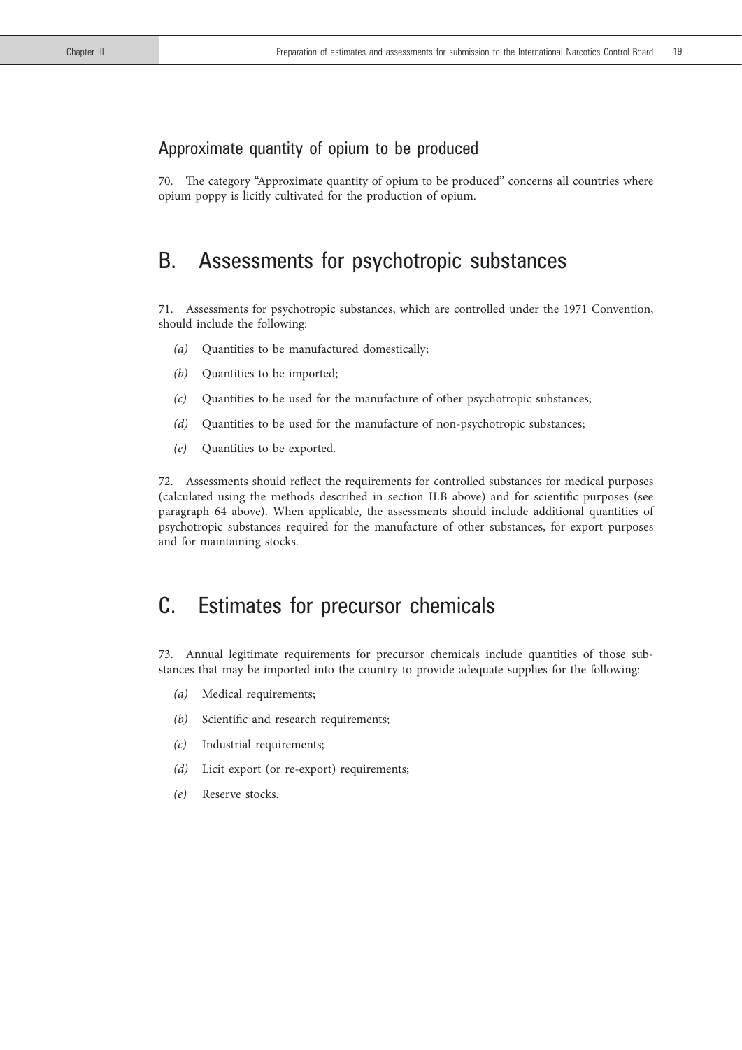### Approximate quantity of opium to be produced

70. The category "Approximate quantity of opium to be produced" concerns all countries where opium poppy is licitly cultivated for the production of opium.

## B. Assessments for psychotropic substances

71. Assessments for psychotropic substances, which are controlled under the 1971 Convention, should include the following:

*(a)* Quantities to be manufactured domestically;

*(b)* Quantities to be imported;

*(c)* Quantities to be used for the manufacture of other psychotropic substances;

*(d)* Quantities to be used for the manufacture of non-psychotropic substances;

*(e)* Quantities to be exported.

72. Assessments should reflect the requirements for controlled substances for medical purposes (calculated using the methods described in section II.B above) and for scientific purposes (see paragraph 64 above). When applicable, the assessments should include additional quantities of psychotropic substances required for the manufacture of other substances, for export purposes and for maintaining stocks.

## C. Estimates for precursor chemicals

73. Annual legitimate requirements for precursor chemicals include quantities of those substances that may be imported into the country to provide adequate supplies for the following:

*(a)* Medical requirements;

*(b)* Scientific and research requirements;

*(c)* Industrial requirements;

*(d)* Licit export (or re-export) requirements;

*(e)* Reserve stocks.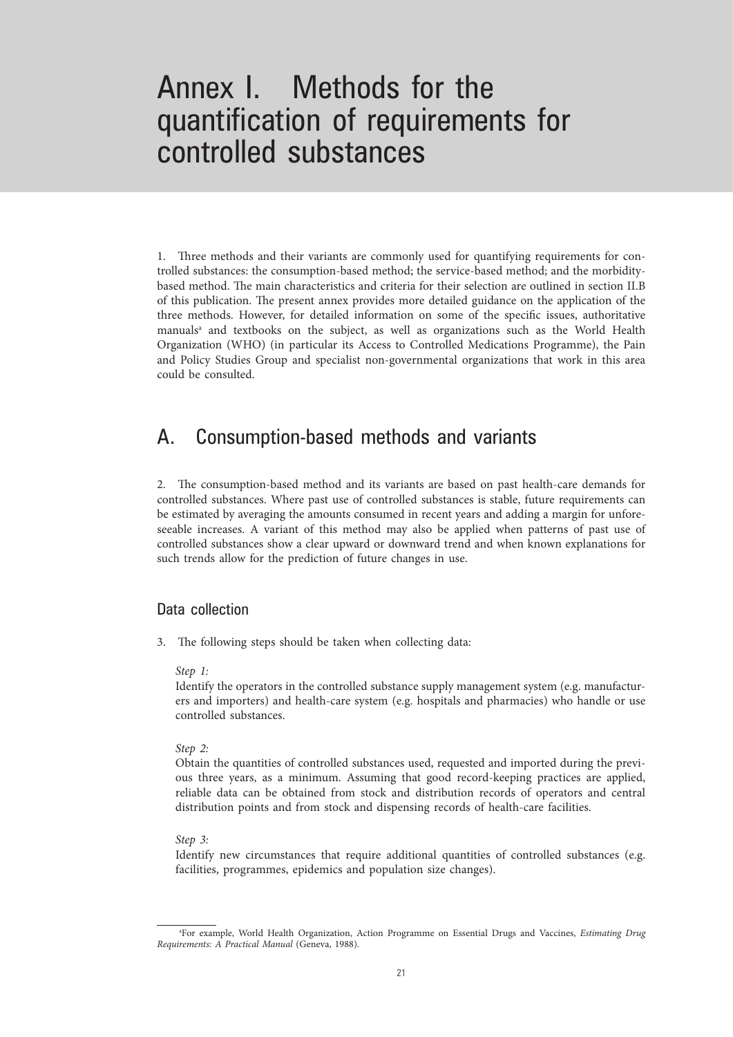# Annex I. Methods for the quantification of requirements for controlled substances

1. Three methods and their variants are commonly used for quantifying requirements for controlled substances: the consumption-based method; the service-based method; and the morbidity-based method. The main characteristics and criteria for their selection are outlined in section II.B of this publication. The present annex provides more detailed guidance on the application of the three methods. However, for detailed information on some of the specific issues, authoritative manuals[a] and textbooks on the subject, as well as organizations such as the World Health Organization (WHO) (in particular its Access to Controlled Medications Programme), the Pain and Policy Studies Group and specialist non-governmental organizations that work in this area could be consulted.

## A. Consumption-based methods and variants

2. The consumption-based method and its variants are based on past health-care demands for controlled substances. Where past use of controlled substances is stable, future requirements can be estimated by averaging the amounts consumed in recent years and adding a margin for unforeseeable increases. A variant of this method may also be applied when patterns of past use of controlled substances show a clear upward or downward trend and when known explanations for such trends allow for the prediction of future changes in use.

### Data collection

3. The following steps should be taken when collecting data:

*Step 1:*
Identify the operators in the controlled substance supply management system (e.g. manufacturers and importers) and health-care system (e.g. hospitals and pharmacies) who handle or use controlled substances.

*Step 2:*
Obtain the quantities of controlled substances used, requested and imported during the previous three years, as a minimum. Assuming that good record-keeping practices are applied, reliable data can be obtained from stock and distribution records of operators and central distribution points and from stock and dispensing records of health-care facilities.

*Step 3:*
Identify new circumstances that require additional quantities of controlled substances (e.g. facilities, programmes, epidemics and population size changes).

[a]For example, World Health Organization, Action Programme on Essential Drugs and Vaccines, *Estimating Drug Requirements: A Practical Manual* (Geneva, 1988).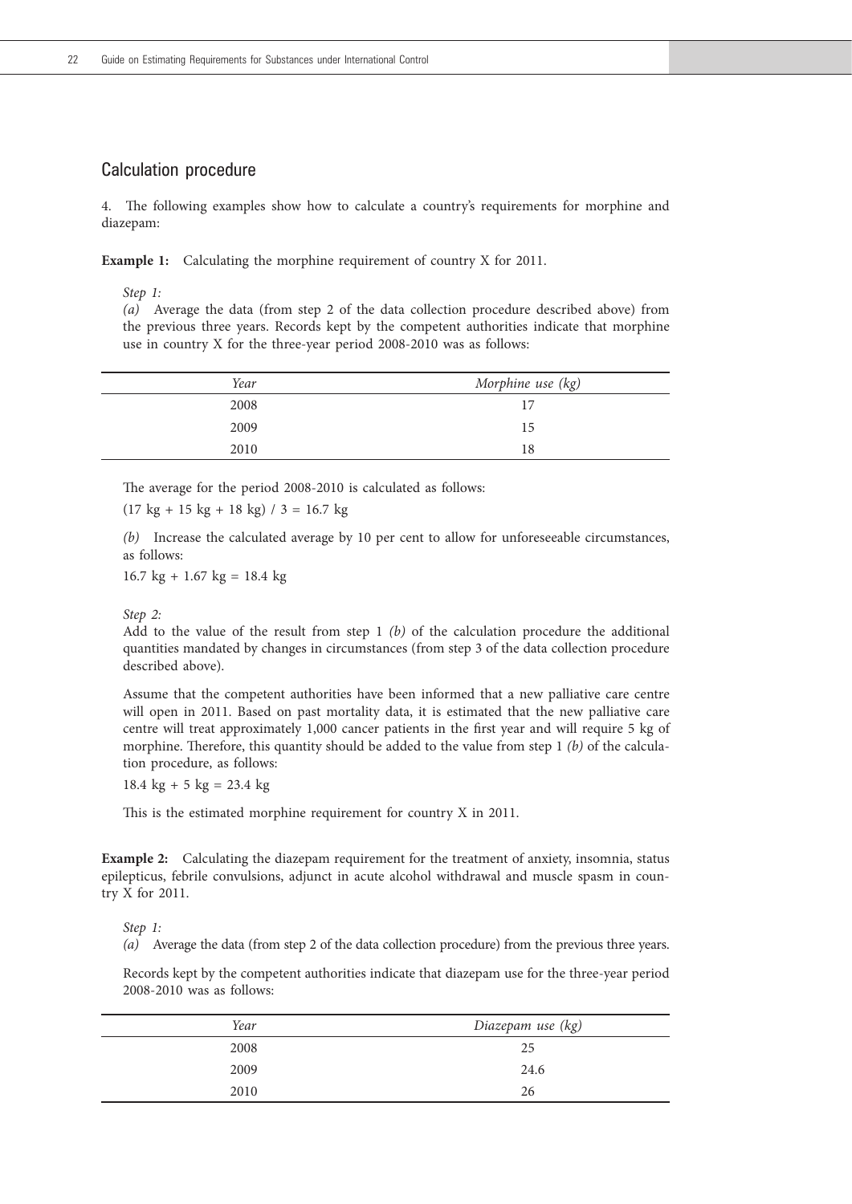## Calculation procedure

4. The following examples show how to calculate a country's requirements for morphine and diazepam:

**Example 1:** Calculating the morphine requirement of country X for 2011.

*Step 1:*

*(a)* Average the data (from step 2 of the data collection procedure described above) from the previous three years. Records kept by the competent authorities indicate that morphine use in country X for the three-year period 2008-2010 was as follows:

| *Year* | *Morphine use (kg)* |
|---|---|
| 2008 | 17 |
| 2009 | 15 |
| 2010 | 18 |

The average for the period 2008-2010 is calculated as follows:

(17 kg + 15 kg + 18 kg) / 3 = 16.7 kg

*(b)* Increase the calculated average by 10 per cent to allow for unforeseeable circumstances, as follows:

16.7 kg + 1.67 kg = 18.4 kg

*Step 2:*

Add to the value of the result from step 1 *(b)* of the calculation procedure the additional quantities mandated by changes in circumstances (from step 3 of the data collection procedure described above).

Assume that the competent authorities have been informed that a new palliative care centre will open in 2011. Based on past mortality data, it is estimated that the new palliative care centre will treat approximately 1,000 cancer patients in the first year and will require 5 kg of morphine. Therefore, this quantity should be added to the value from step 1 *(b)* of the calculation procedure, as follows:

18.4 kg + 5 kg = 23.4 kg

This is the estimated morphine requirement for country X in 2011.

**Example 2:** Calculating the diazepam requirement for the treatment of anxiety, insomnia, status epilepticus, febrile convulsions, adjunct in acute alcohol withdrawal and muscle spasm in country X for 2011.

*Step 1:*

*(a)* Average the data (from step 2 of the data collection procedure) from the previous three years.

Records kept by the competent authorities indicate that diazepam use for the three-year period 2008-2010 was as follows:

| *Year* | *Diazepam use (kg)* |
|---|---|
| 2008 | 25 |
| 2009 | 24.6 |
| 2010 | 26 |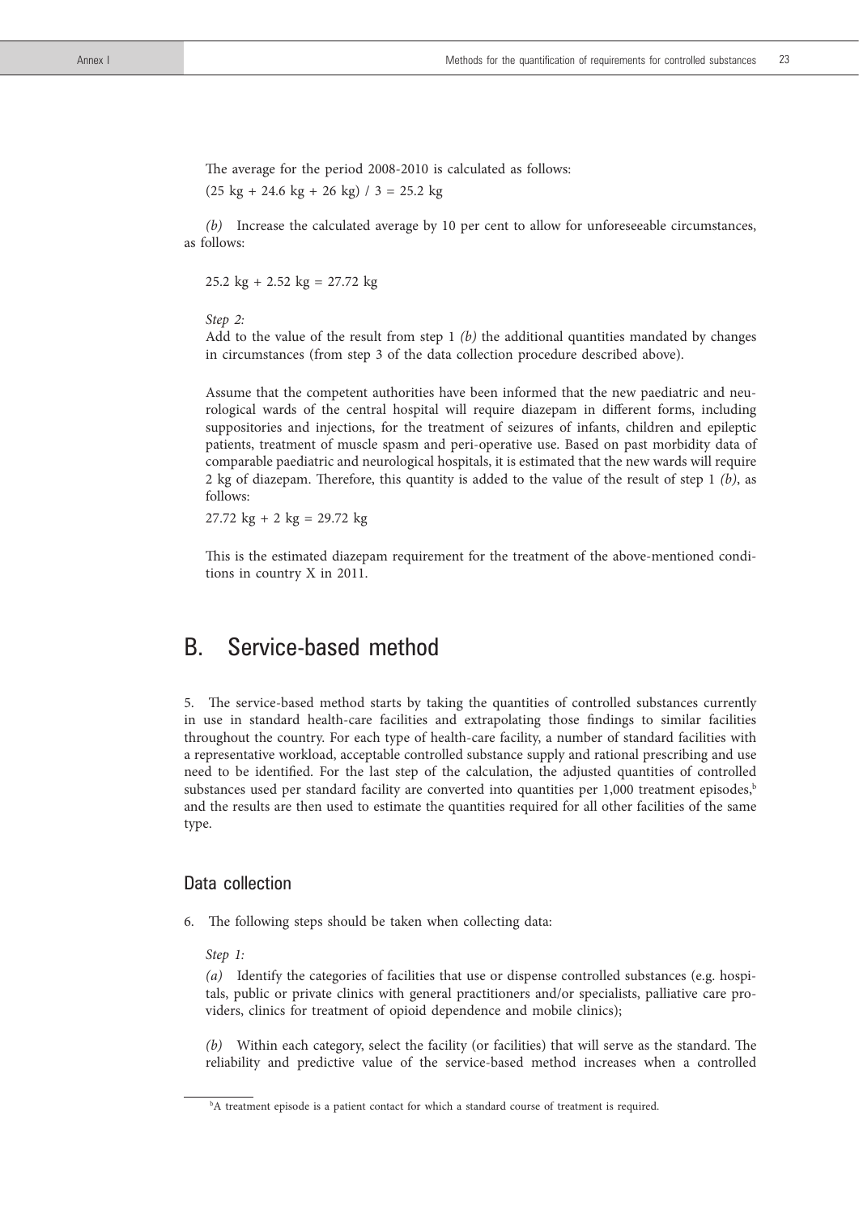The average for the period 2008-2010 is calculated as follows:

(25 kg + 24.6 kg + 26 kg) / 3 = 25.2 kg

*(b)* Increase the calculated average by 10 per cent to allow for unforeseeable circumstances, as follows:

25.2 kg + 2.52 kg = 27.72 kg

*Step 2:*

Add to the value of the result from step 1 *(b)* the additional quantities mandated by changes in circumstances (from step 3 of the data collection procedure described above).

Assume that the competent authorities have been informed that the new paediatric and neurological wards of the central hospital will require diazepam in different forms, including suppositories and injections, for the treatment of seizures of infants, children and epileptic patients, treatment of muscle spasm and peri-operative use. Based on past morbidity data of comparable paediatric and neurological hospitals, it is estimated that the new wards will require 2 kg of diazepam. Therefore, this quantity is added to the value of the result of step 1 *(b)*, as follows:

27.72 kg + 2 kg = 29.72 kg

This is the estimated diazepam requirement for the treatment of the above-mentioned conditions in country X in 2011.

## B. Service-based method

5. The service-based method starts by taking the quantities of controlled substances currently in use in standard health-care facilities and extrapolating those findings to similar facilities throughout the country. For each type of health-care facility, a number of standard facilities with a representative workload, acceptable controlled substance supply and rational prescribing and use need to be identified. For the last step of the calculation, the adjusted quantities of controlled substances used per standard facility are converted into quantities per 1,000 treatment episodes,[b] and the results are then used to estimate the quantities required for all other facilities of the same type.

### Data collection

6. The following steps should be taken when collecting data:

*Step 1:*

*(a)* Identify the categories of facilities that use or dispense controlled substances (e.g. hospitals, public or private clinics with general practitioners and/or specialists, palliative care providers, clinics for treatment of opioid dependence and mobile clinics);

*(b)* Within each category, select the facility (or facilities) that will serve as the standard. The reliability and predictive value of the service-based method increases when a controlled

[b]A treatment episode is a patient contact for which a standard course of treatment is required.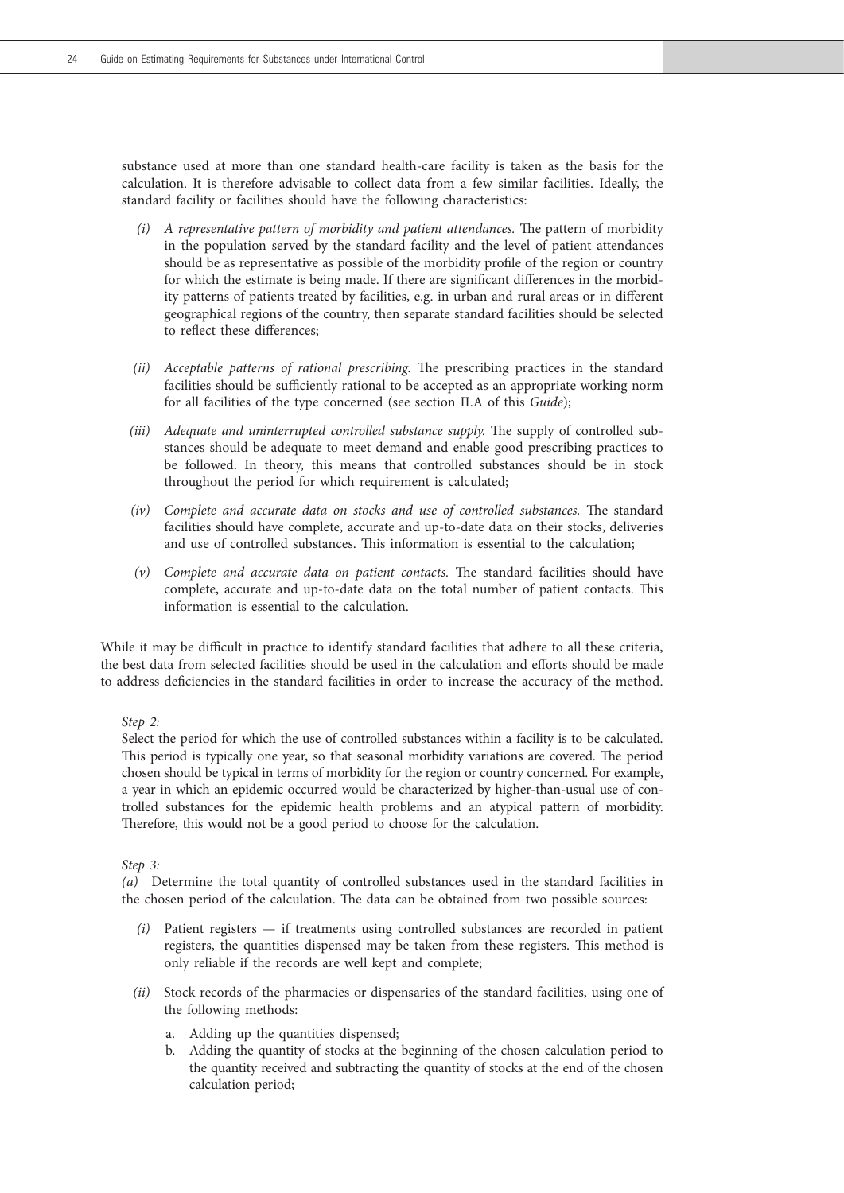substance used at more than one standard health-care facility is taken as the basis for the calculation. It is therefore advisable to collect data from a few similar facilities. Ideally, the standard facility or facilities should have the following characteristics:

*(i)* *A representative pattern of morbidity and patient attendances.* The pattern of morbidity in the population served by the standard facility and the level of patient attendances should be as representative as possible of the morbidity profile of the region or country for which the estimate is being made. If there are significant differences in the morbidity patterns of patients treated by facilities, e.g. in urban and rural areas or in different geographical regions of the country, then separate standard facilities should be selected to reflect these differences;

*(ii)* *Acceptable patterns of rational prescribing.* The prescribing practices in the standard facilities should be sufficiently rational to be accepted as an appropriate working norm for all facilities of the type concerned (see section II.A of this *Guide*);

*(iii)* *Adequate and uninterrupted controlled substance supply.* The supply of controlled substances should be adequate to meet demand and enable good prescribing practices to be followed. In theory, this means that controlled substances should be in stock throughout the period for which requirement is calculated;

*(iv)* *Complete and accurate data on stocks and use of controlled substances.* The standard facilities should have complete, accurate and up-to-date data on their stocks, deliveries and use of controlled substances. This information is essential to the calculation;

*(v)* *Complete and accurate data on patient contacts.* The standard facilities should have complete, accurate and up-to-date data on the total number of patient contacts. This information is essential to the calculation.

While it may be difficult in practice to identify standard facilities that adhere to all these criteria, the best data from selected facilities should be used in the calculation and efforts should be made to address deficiencies in the standard facilities in order to increase the accuracy of the method.

*Step 2:*

Select the period for which the use of controlled substances within a facility is to be calculated. This period is typically one year, so that seasonal morbidity variations are covered. The period chosen should be typical in terms of morbidity for the region or country concerned. For example, a year in which an epidemic occurred would be characterized by higher-than-usual use of controlled substances for the epidemic health problems and an atypical pattern of morbidity. Therefore, this would not be a good period to choose for the calculation.

*Step 3:*

*(a)* Determine the total quantity of controlled substances used in the standard facilities in the chosen period of the calculation. The data can be obtained from two possible sources:

*(i)* Patient registers — if treatments using controlled substances are recorded in patient registers, the quantities dispensed may be taken from these registers. This method is only reliable if the records are well kept and complete;

*(ii)* Stock records of the pharmacies or dispensaries of the standard facilities, using one of the following methods:

a. Adding up the quantities dispensed;
b. Adding the quantity of stocks at the beginning of the chosen calculation period to the quantity received and subtracting the quantity of stocks at the end of the chosen calculation period;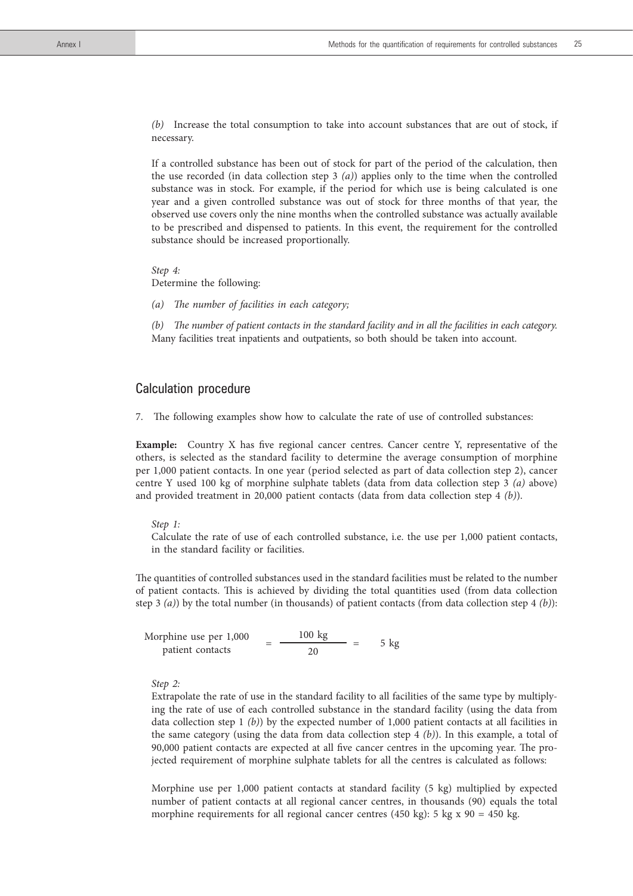*(b)* Increase the total consumption to take into account substances that are out of stock, if necessary.

If a controlled substance has been out of stock for part of the period of the calculation, then the use recorded (in data collection step 3 *(a)*) applies only to the time when the controlled substance was in stock. For example, if the period for which use is being calculated is one year and a given controlled substance was out of stock for three months of that year, the observed use covers only the nine months when the controlled substance was actually available to be prescribed and dispensed to patients. In this event, the requirement for the controlled substance should be increased proportionally.

*Step 4:*
Determine the following:

*(a) The number of facilities in each category;*

*(b) The number of patient contacts in the standard facility and in all the facilities in each category.* Many facilities treat inpatients and outpatients, so both should be taken into account.

## Calculation procedure

7. The following examples show how to calculate the rate of use of controlled substances:

**Example:** Country X has five regional cancer centres. Cancer centre Y, representative of the others, is selected as the standard facility to determine the average consumption of morphine per 1,000 patient contacts. In one year (period selected as part of data collection step 2), cancer centre Y used 100 kg of morphine sulphate tablets (data from data collection step 3 *(a)* above) and provided treatment in 20,000 patient contacts (data from data collection step 4 *(b)*).

*Step 1:*
Calculate the rate of use of each controlled substance, i.e. the use per 1,000 patient contacts, in the standard facility or facilities.

The quantities of controlled substances used in the standard facilities must be related to the number of patient contacts. This is achieved by dividing the total quantities used (from data collection step 3 *(a)*) by the total number (in thousands) of patient contacts (from data collection step 4 *(b)*):

$$\text{Morphine use per 1,000 patient contacts} = \frac{100 \text{ kg}}{20} = 5 \text{ kg}$$

*Step 2:*
Extrapolate the rate of use in the standard facility to all facilities of the same type by multiplying the rate of use of each controlled substance in the standard facility (using the data from data collection step 1 *(b)*) by the expected number of 1,000 patient contacts at all facilities in the same category (using the data from data collection step 4 *(b)*). In this example, a total of 90,000 patient contacts are expected at all five cancer centres in the upcoming year. The projected requirement of morphine sulphate tablets for all the centres is calculated as follows:

Morphine use per 1,000 patient contacts at standard facility (5 kg) multiplied by expected number of patient contacts at all regional cancer centres, in thousands (90) equals the total morphine requirements for all regional cancer centres (450 kg): 5 kg x 90 = 450 kg.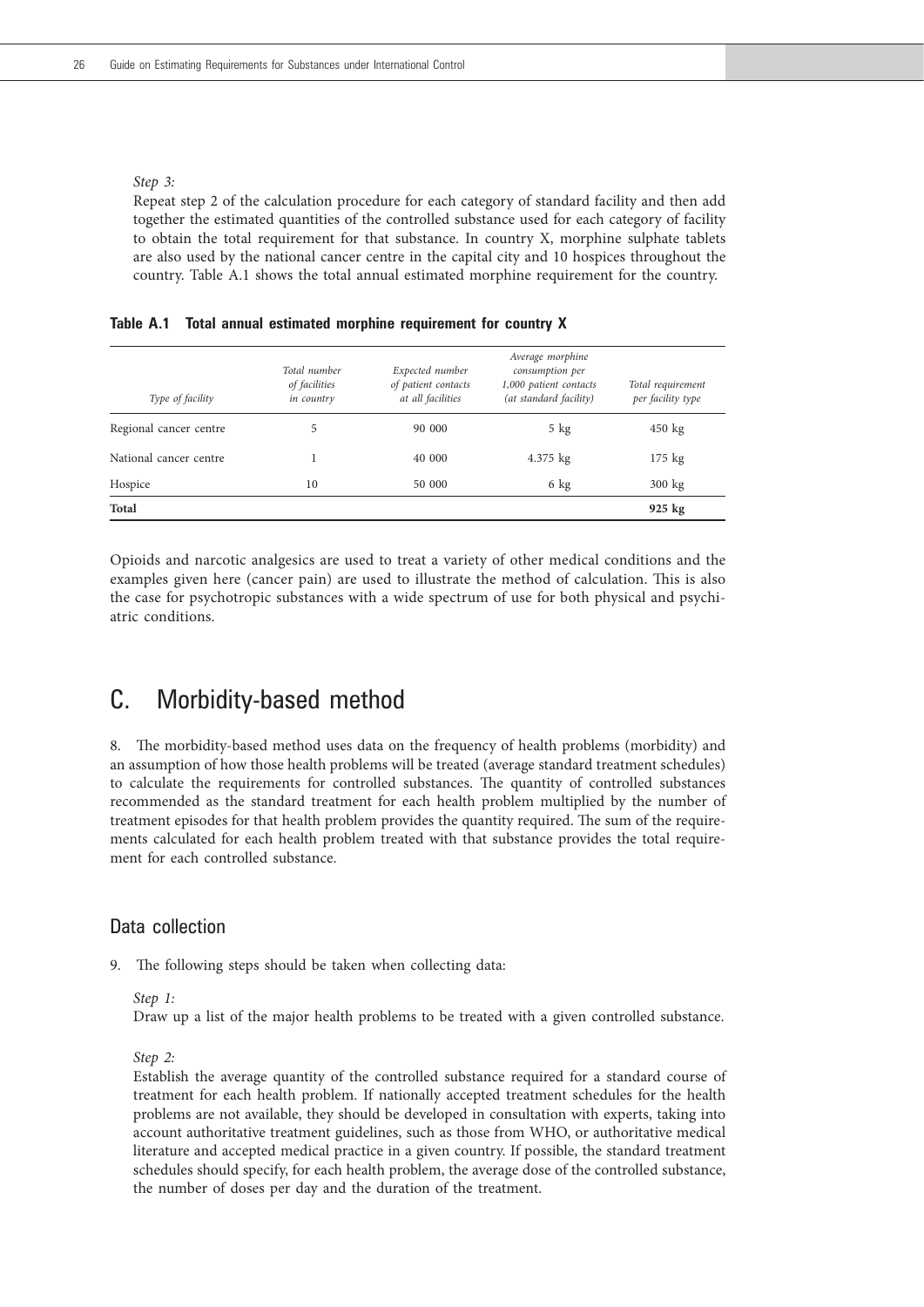*Step 3:*

Repeat step 2 of the calculation procedure for each category of standard facility and then add together the estimated quantities of the controlled substance used for each category of facility to obtain the total requirement for that substance. In country X, morphine sulphate tablets are also used by the national cancer centre in the capital city and 10 hospices throughout the country. Table A.1 shows the total annual estimated morphine requirement for the country.

**Table A.1 Total annual estimated morphine requirement for country X**

| *Type of facility* | *Total number of facilities in country* | *Expected number of patient contacts at all facilities* | *Average morphine consumption per 1,000 patient contacts (at standard facility)* | *Total requirement per facility type* |
|---|---|---|---|---|
| Regional cancer centre | 5 | 90 000 | 5 kg | 450 kg |
| National cancer centre | 1 | 40 000 | 4.375 kg | 175 kg |
| Hospice | 10 | 50 000 | 6 kg | 300 kg |
| **Total** | | | | **925 kg** |

Opioids and narcotic analgesics are used to treat a variety of other medical conditions and the examples given here (cancer pain) are used to illustrate the method of calculation. This is also the case for psychotropic substances with a wide spectrum of use for both physical and psychiatric conditions.

## C. Morbidity-based method

8. The morbidity-based method uses data on the frequency of health problems (morbidity) and an assumption of how those health problems will be treated (average standard treatment schedules) to calculate the requirements for controlled substances. The quantity of controlled substances recommended as the standard treatment for each health problem multiplied by the number of treatment episodes for that health problem provides the quantity required. The sum of the requirements calculated for each health problem treated with that substance provides the total requirement for each controlled substance.

### Data collection

9. The following steps should be taken when collecting data:

*Step 1:*

Draw up a list of the major health problems to be treated with a given controlled substance.

*Step 2:*

Establish the average quantity of the controlled substance required for a standard course of treatment for each health problem. If nationally accepted treatment schedules for the health problems are not available, they should be developed in consultation with experts, taking into account authoritative treatment guidelines, such as those from WHO, or authoritative medical literature and accepted medical practice in a given country. If possible, the standard treatment schedules should specify, for each health problem, the average dose of the controlled substance, the number of doses per day and the duration of the treatment.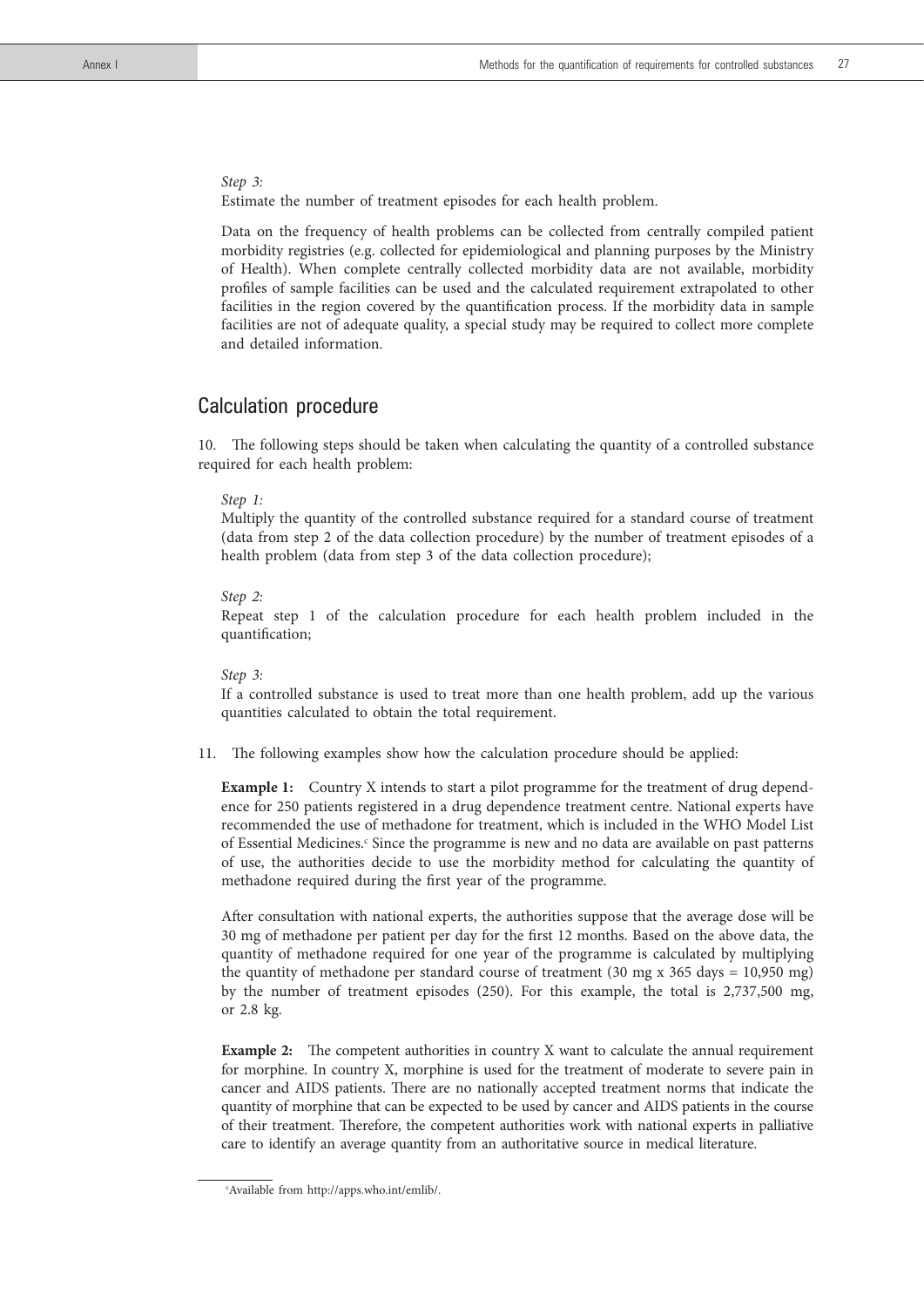*Step 3:*
Estimate the number of treatment episodes for each health problem.

Data on the frequency of health problems can be collected from centrally compiled patient morbidity registries (e.g. collected for epidemiological and planning purposes by the Ministry of Health). When complete centrally collected morbidity data are not available, morbidity profiles of sample facilities can be used and the calculated requirement extrapolated to other facilities in the region covered by the quantification process. If the morbidity data in sample facilities are not of adequate quality, a special study may be required to collect more complete and detailed information.

## Calculation procedure

10. The following steps should be taken when calculating the quantity of a controlled substance required for each health problem:

*Step 1:*
Multiply the quantity of the controlled substance required for a standard course of treatment (data from step 2 of the data collection procedure) by the number of treatment episodes of a health problem (data from step 3 of the data collection procedure);

*Step 2:*
Repeat step 1 of the calculation procedure for each health problem included in the quantification;

*Step 3:*
If a controlled substance is used to treat more than one health problem, add up the various quantities calculated to obtain the total requirement.

11. The following examples show how the calculation procedure should be applied:

**Example 1:** Country X intends to start a pilot programme for the treatment of drug dependence for 250 patients registered in a drug dependence treatment centre. National experts have recommended the use of methadone for treatment, which is included in the WHO Model List of Essential Medicines.[c] Since the programme is new and no data are available on past patterns of use, the authorities decide to use the morbidity method for calculating the quantity of methadone required during the first year of the programme.

After consultation with national experts, the authorities suppose that the average dose will be 30 mg of methadone per patient per day for the first 12 months. Based on the above data, the quantity of methadone required for one year of the programme is calculated by multiplying the quantity of methadone per standard course of treatment (30 mg x 365 days = 10,950 mg) by the number of treatment episodes (250). For this example, the total is 2,737,500 mg, or 2.8 kg.

**Example 2:** The competent authorities in country X want to calculate the annual requirement for morphine. In country X, morphine is used for the treatment of moderate to severe pain in cancer and AIDS patients. There are no nationally accepted treatment norms that indicate the quantity of morphine that can be expected to be used by cancer and AIDS patients in the course of their treatment. Therefore, the competent authorities work with national experts in palliative care to identify an average quantity from an authoritative source in medical literature.

[c] Available from http://apps.who.int/emlib/.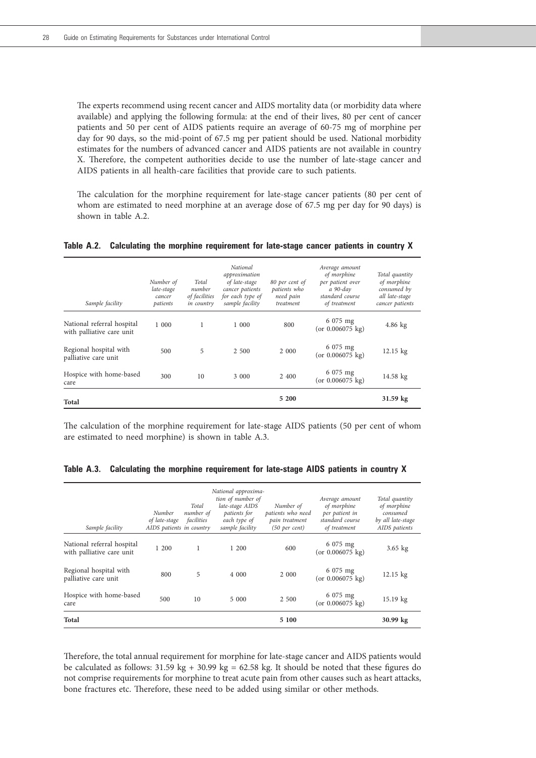The experts recommend using recent cancer and AIDS mortality data (or morbidity data where available) and applying the following formula: at the end of their lives, 80 per cent of cancer patients and 50 per cent of AIDS patients require an average of 60-75 mg of morphine per day for 90 days, so the mid-point of 67.5 mg per patient should be used. National morbidity estimates for the numbers of advanced cancer and AIDS patients are not available in country X. Therefore, the competent authorities decide to use the number of late-stage cancer and AIDS patients in all health-care facilities that provide care to such patients.

The calculation for the morphine requirement for late-stage cancer patients (80 per cent of whom are estimated to need morphine at an average dose of 67.5 mg per day for 90 days) is shown in table A.2.

**Table A.2. Calculating the morphine requirement for late-stage cancer patients in country X**

| *Sample facility* | *Number of late-stage cancer patients* | *Total number of facilities in country* | *National approximation of late-stage cancer patients for each type of sample facility* | *80 per cent of patients who need pain treatment* | *Average amount of morphine per patient over a 90-day standard course of treatment* | *Total quantity of morphine consumed by all late-stage cancer patients* |
|---|---|---|---|---|---|---|
| National referral hospital with palliative care unit | 1 000 | 1 | 1 000 | 800 | 6 075 mg (or 0.006075 kg) | 4.86 kg |
| Regional hospital with palliative care unit | 500 | 5 | 2 500 | 2 000 | 6 075 mg (or 0.006075 kg) | 12.15 kg |
| Hospice with home-based care | 300 | 10 | 3 000 | 2 400 | 6 075 mg (or 0.006075 kg) | 14.58 kg |
| **Total** | | | | **5 200** | | **31.59 kg** |

The calculation of the morphine requirement for late-stage AIDS patients (50 per cent of whom are estimated to need morphine) is shown in table A.3.

**Table A.3. Calculating the morphine requirement for late-stage AIDS patients in country X**

| *Sample facility* | *Number of late-stage AIDS patients* | *Total number of facilities in country* | *National approximation of number of late-stage AIDS patients for each type of sample facility* | *Number of patients who need pain treatment (50 per cent)* | *Average amount of morphine per patient in standard course of treatment* | *Total quantity of morphine consumed by all late-stage AIDS patients* |
|---|---|---|---|---|---|---|
| National referral hospital with palliative care unit | 1 200 | 1 | 1 200 | 600 | 6 075 mg (or 0.006075 kg) | 3.65 kg |
| Regional hospital with palliative care unit | 800 | 5 | 4 000 | 2 000 | 6 075 mg (or 0.006075 kg) | 12.15 kg |
| Hospice with home-based care | 500 | 10 | 5 000 | 2 500 | 6 075 mg (or 0.006075 kg) | 15.19 kg |
| **Total** | | | | **5 100** | | **30.99 kg** |

Therefore, the total annual requirement for morphine for late-stage cancer and AIDS patients would be calculated as follows: 31.59 kg + 30.99 kg = 62.58 kg. It should be noted that these figures do not comprise requirements for morphine to treat acute pain from other causes such as heart attacks, bone fractures etc. Therefore, these need to be added using similar or other methods.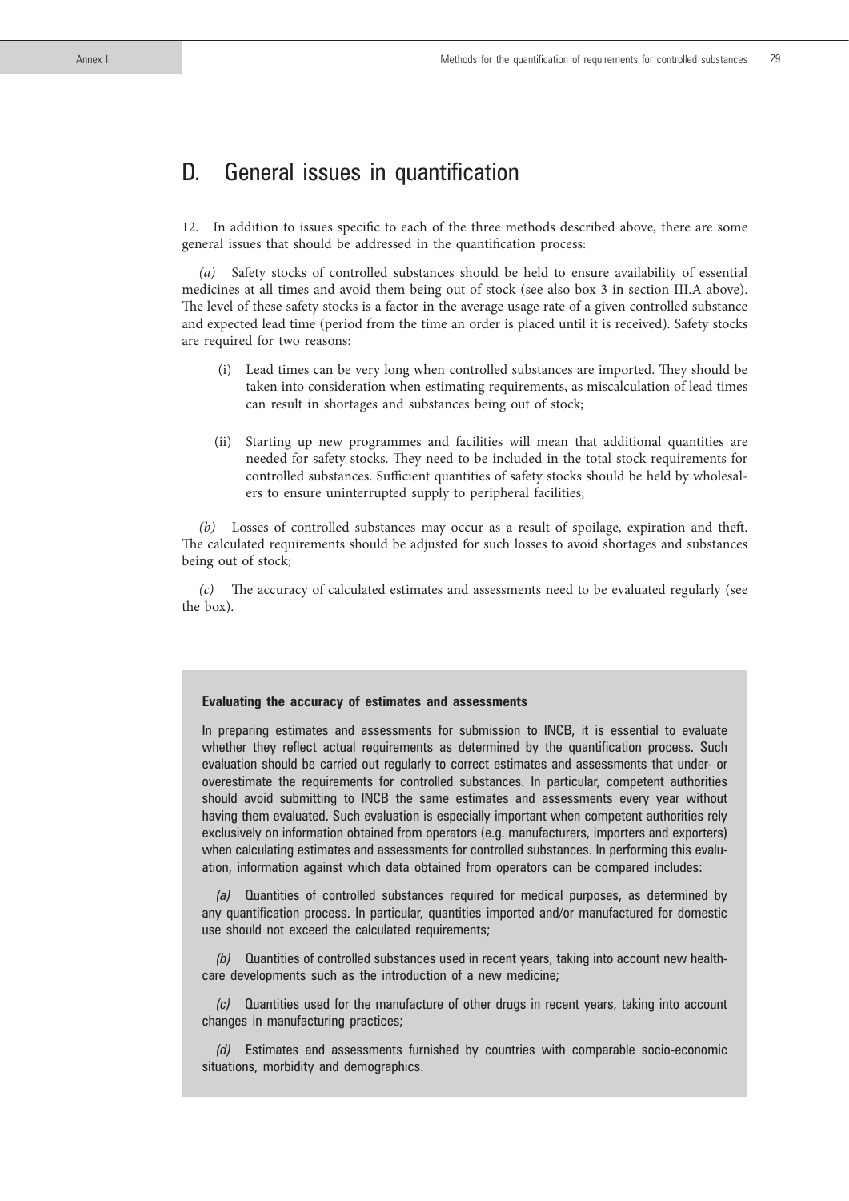## D. General issues in quantification

12. In addition to issues specific to each of the three methods described above, there are some general issues that should be addressed in the quantification process:

*(a)* Safety stocks of controlled substances should be held to ensure availability of essential medicines at all times and avoid them being out of stock (see also box 3 in section III.A above). The level of these safety stocks is a factor in the average usage rate of a given controlled substance and expected lead time (period from the time an order is placed until it is received). Safety stocks are required for two reasons:

- (i) Lead times can be very long when controlled substances are imported. They should be taken into consideration when estimating requirements, as miscalculation of lead times can result in shortages and substances being out of stock;

- (ii) Starting up new programmes and facilities will mean that additional quantities are needed for safety stocks. They need to be included in the total stock requirements for controlled substances. Sufficient quantities of safety stocks should be held by wholesalers to ensure uninterrupted supply to peripheral facilities;

*(b)* Losses of controlled substances may occur as a result of spoilage, expiration and theft. The calculated requirements should be adjusted for such losses to avoid shortages and substances being out of stock;

*(c)* The accuracy of calculated estimates and assessments need to be evaluated regularly (see the box).

**Evaluating the accuracy of estimates and assessments**

In preparing estimates and assessments for submission to INCB, it is essential to evaluate whether they reflect actual requirements as determined by the quantification process. Such evaluation should be carried out regularly to correct estimates and assessments that under- or overestimate the requirements for controlled substances. In particular, competent authorities should avoid submitting to INCB the same estimates and assessments every year without having them evaluated. Such evaluation is especially important when competent authorities rely exclusively on information obtained from operators (e.g. manufacturers, importers and exporters) when calculating estimates and assessments for controlled substances. In performing this evaluation, information against which data obtained from operators can be compared includes:

*(a)* Quantities of controlled substances required for medical purposes, as determined by any quantification process. In particular, quantities imported and/or manufactured for domestic use should not exceed the calculated requirements;

*(b)* Quantities of controlled substances used in recent years, taking into account new health-care developments such as the introduction of a new medicine;

*(c)* Quantities used for the manufacture of other drugs in recent years, taking into account changes in manufacturing practices;

*(d)* Estimates and assessments furnished by countries with comparable socio-economic situations, morbidity and demographics.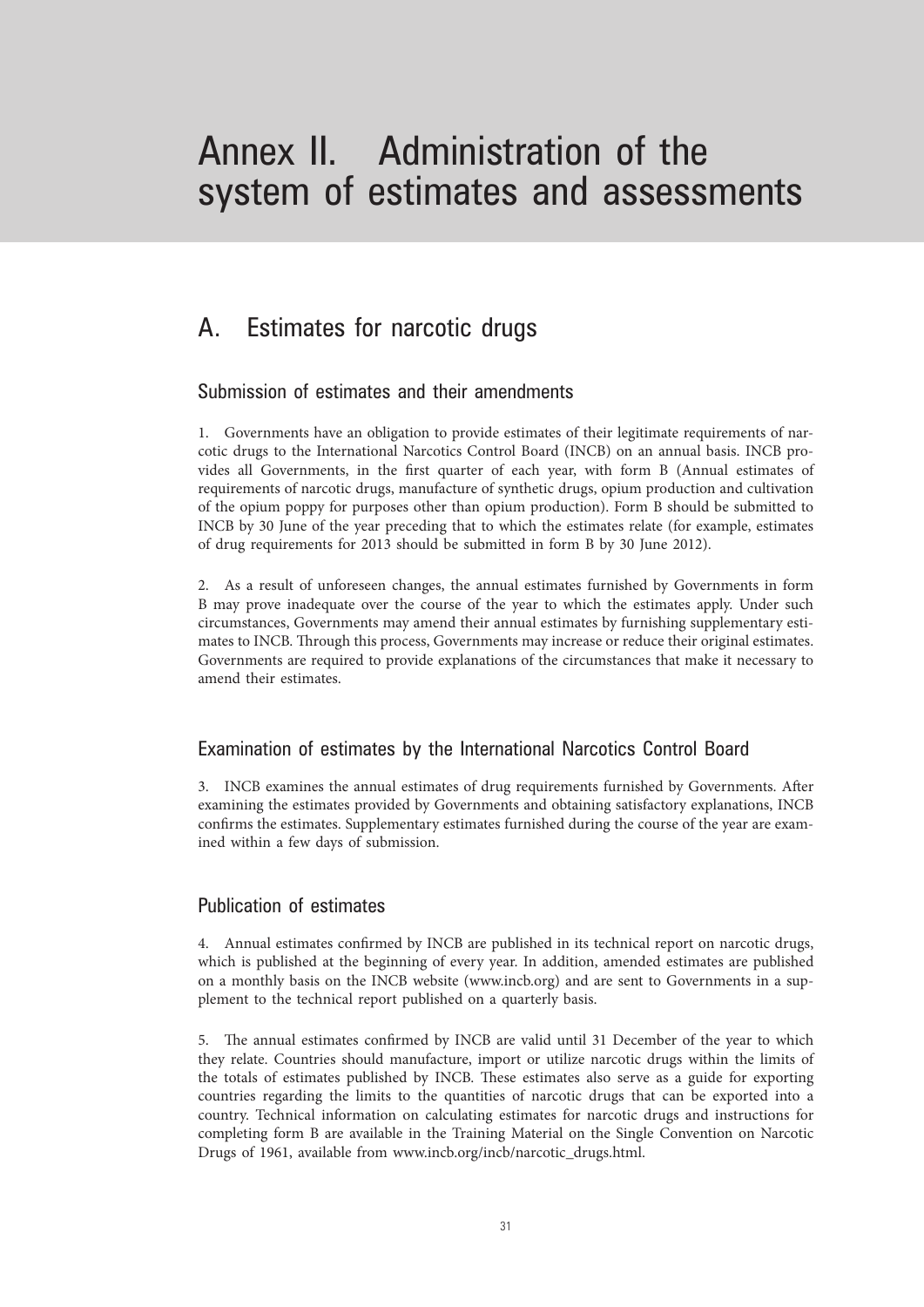# Annex II. Administration of the system of estimates and assessments

## A. Estimates for narcotic drugs

### Submission of estimates and their amendments

1. Governments have an obligation to provide estimates of their legitimate requirements of narcotic drugs to the International Narcotics Control Board (INCB) on an annual basis. INCB provides all Governments, in the first quarter of each year, with form B (Annual estimates of requirements of narcotic drugs, manufacture of synthetic drugs, opium production and cultivation of the opium poppy for purposes other than opium production). Form B should be submitted to INCB by 30 June of the year preceding that to which the estimates relate (for example, estimates of drug requirements for 2013 should be submitted in form B by 30 June 2012).

2. As a result of unforeseen changes, the annual estimates furnished by Governments in form B may prove inadequate over the course of the year to which the estimates apply. Under such circumstances, Governments may amend their annual estimates by furnishing supplementary estimates to INCB. Through this process, Governments may increase or reduce their original estimates. Governments are required to provide explanations of the circumstances that make it necessary to amend their estimates.

### Examination of estimates by the International Narcotics Control Board

3. INCB examines the annual estimates of drug requirements furnished by Governments. After examining the estimates provided by Governments and obtaining satisfactory explanations, INCB confirms the estimates. Supplementary estimates furnished during the course of the year are examined within a few days of submission.

### Publication of estimates

4. Annual estimates confirmed by INCB are published in its technical report on narcotic drugs, which is published at the beginning of every year. In addition, amended estimates are published on a monthly basis on the INCB website (www.incb.org) and are sent to Governments in a supplement to the technical report published on a quarterly basis.

5. The annual estimates confirmed by INCB are valid until 31 December of the year to which they relate. Countries should manufacture, import or utilize narcotic drugs within the limits of the totals of estimates published by INCB. These estimates also serve as a guide for exporting countries regarding the limits to the quantities of narcotic drugs that can be exported into a country. Technical information on calculating estimates for narcotic drugs and instructions for completing form B are available in the Training Material on the Single Convention on Narcotic Drugs of 1961, available from www.incb.org/incb/narcotic_drugs.html.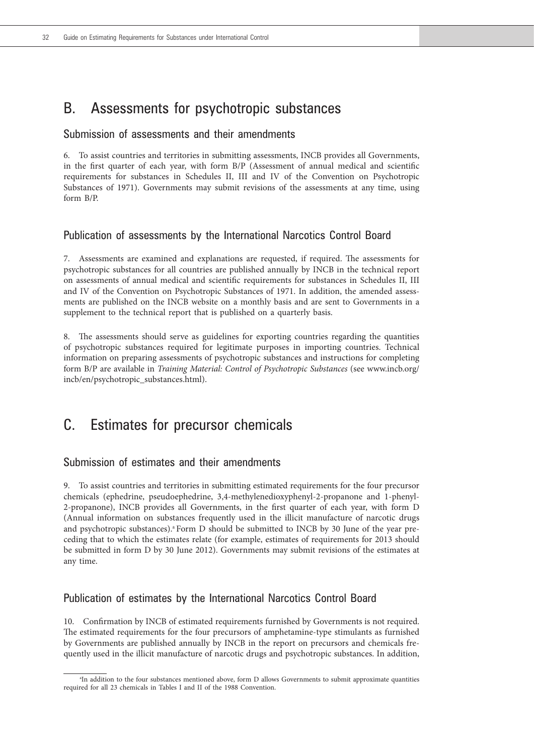## B. Assessments for psychotropic substances

### Submission of assessments and their amendments

6. To assist countries and territories in submitting assessments, INCB provides all Governments, in the first quarter of each year, with form B/P (Assessment of annual medical and scientific requirements for substances in Schedules II, III and IV of the Convention on Psychotropic Substances of 1971). Governments may submit revisions of the assessments at any time, using form B/P.

### Publication of assessments by the International Narcotics Control Board

7. Assessments are examined and explanations are requested, if required. The assessments for psychotropic substances for all countries are published annually by INCB in the technical report on assessments of annual medical and scientific requirements for substances in Schedules II, III and IV of the Convention on Psychotropic Substances of 1971. In addition, the amended assessments are published on the INCB website on a monthly basis and are sent to Governments in a supplement to the technical report that is published on a quarterly basis.

8. The assessments should serve as guidelines for exporting countries regarding the quantities of psychotropic substances required for legitimate purposes in importing countries. Technical information on preparing assessments of psychotropic substances and instructions for completing form B/P are available in *Training Material: Control of Psychotropic Substances* (see www.incb.org/incb/en/psychotropic_substances.html).

## C. Estimates for precursor chemicals

### Submission of estimates and their amendments

9. To assist countries and territories in submitting estimated requirements for the four precursor chemicals (ephedrine, pseudoephedrine, 3,4-methylenedioxyphenyl-2-propanone and 1-phenyl-2-propanone), INCB provides all Governments, in the first quarter of each year, with form D (Annual information on substances frequently used in the illicit manufacture of narcotic drugs and psychotropic substances).[a] Form D should be submitted to INCB by 30 June of the year preceding that to which the estimates relate (for example, estimates of requirements for 2013 should be submitted in form D by 30 June 2012). Governments may submit revisions of the estimates at any time.

### Publication of estimates by the International Narcotics Control Board

10. Confirmation by INCB of estimated requirements furnished by Governments is not required. The estimated requirements for the four precursors of amphetamine-type stimulants as furnished by Governments are published annually by INCB in the report on precursors and chemicals frequently used in the illicit manufacture of narcotic drugs and psychotropic substances. In addition,

---

[a]In addition to the four substances mentioned above, form D allows Governments to submit approximate quantities required for all 23 chemicals in Tables I and II of the 1988 Convention.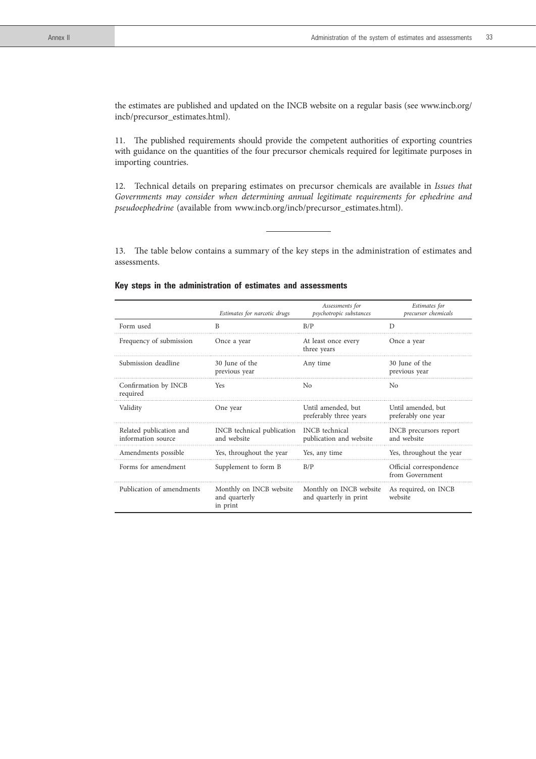the estimates are published and updated on the INCB website on a regular basis (see www.incb.org/incb/precursor_estimates.html).

11. The published requirements should provide the competent authorities of exporting countries with guidance on the quantities of the four precursor chemicals required for legitimate purposes in importing countries.

12. Technical details on preparing estimates on precursor chemicals are available in *Issues that Governments may consider when determining annual legitimate requirements for ephedrine and pseudoephedrine* (available from www.incb.org/incb/precursor_estimates.html).

---

13. The table below contains a summary of the key steps in the administration of estimates and assessments.

**Key steps in the administration of estimates and assessments**

| | *Estimates for narcotic drugs* | *Assessments for psychotropic substances* | *Estimates for precursor chemicals* |
|---|---|---|---|
| Form used | B | B/P | D |
| Frequency of submission | Once a year | At least once every three years | Once a year |
| Submission deadline | 30 June of the previous year | Any time | 30 June of the previous year |
| Confirmation by INCB required | Yes | No | No |
| Validity | One year | Until amended, but preferably three years | Until amended, but preferably one year |
| Related publication and information source | INCB technical publication and website | INCB technical publication and website | INCB precursors report and website |
| Amendments possible | Yes, throughout the year | Yes, any time | Yes, throughout the year |
| Forms for amendment | Supplement to form B | B/P | Official correspondence from Government |
| Publication of amendments | Monthly on INCB website and quarterly in print | Monthly on INCB website and quarterly in print | As required, on INCB website |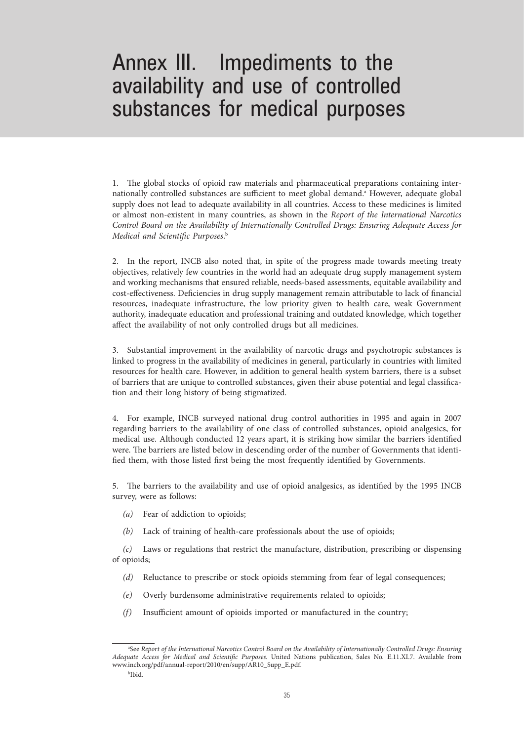# Annex III. Impediments to the availability and use of controlled substances for medical purposes

1. The global stocks of opioid raw materials and pharmaceutical preparations containing internationally controlled substances are sufficient to meet global demand.[a] However, adequate global supply does not lead to adequate availability in all countries. Access to these medicines is limited or almost non-existent in many countries, as shown in the *Report of the International Narcotics Control Board on the Availability of Internationally Controlled Drugs: Ensuring Adequate Access for Medical and Scientific Purposes*.[b]

2. In the report, INCB also noted that, in spite of the progress made towards meeting treaty objectives, relatively few countries in the world had an adequate drug supply management system and working mechanisms that ensured reliable, needs-based assessments, equitable availability and cost-effectiveness. Deficiencies in drug supply management remain attributable to lack of financial resources, inadequate infrastructure, the low priority given to health care, weak Government authority, inadequate education and professional training and outdated knowledge, which together affect the availability of not only controlled drugs but all medicines.

3. Substantial improvement in the availability of narcotic drugs and psychotropic substances is linked to progress in the availability of medicines in general, particularly in countries with limited resources for health care. However, in addition to general health system barriers, there is a subset of barriers that are unique to controlled substances, given their abuse potential and legal classification and their long history of being stigmatized.

4. For example, INCB surveyed national drug control authorities in 1995 and again in 2007 regarding barriers to the availability of one class of controlled substances, opioid analgesics, for medical use. Although conducted 12 years apart, it is striking how similar the barriers identified were. The barriers are listed below in descending order of the number of Governments that identified them, with those listed first being the most frequently identified by Governments.

5. The barriers to the availability and use of opioid analgesics, as identified by the 1995 INCB survey, were as follows:

*(a)* Fear of addiction to opioids;

*(b)* Lack of training of health-care professionals about the use of opioids;

*(c)* Laws or regulations that restrict the manufacture, distribution, prescribing or dispensing of opioids;

*(d)* Reluctance to prescribe or stock opioids stemming from fear of legal consequences;

*(e)* Overly burdensome administrative requirements related to opioids;

*(f)* Insufficient amount of opioids imported or manufactured in the country;

---

[a]See *Report of the International Narcotics Control Board on the Availability of Internationally Controlled Drugs: Ensuring Adequate Access for Medical and Scientific Purposes*. United Nations publication, Sales No. E.11.XI.7. Available from www.incb.org/pdf/annual-report/2010/en/supp/AR10_Supp_E.pdf.

[b]Ibid.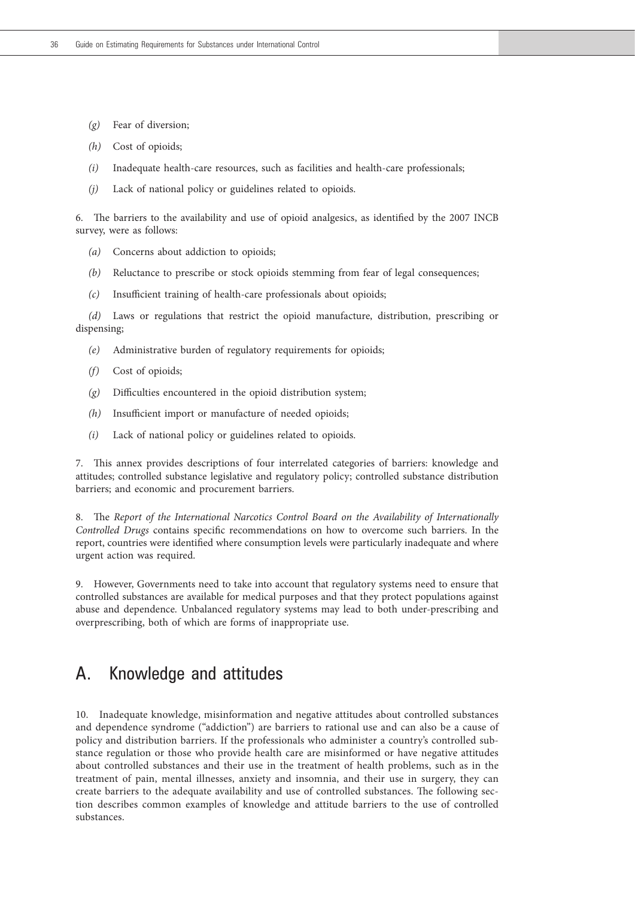*(g)* Fear of diversion;

*(h)* Cost of opioids;

*(i)* Inadequate health-care resources, such as facilities and health-care professionals;

*(j)* Lack of national policy or guidelines related to opioids.

6. The barriers to the availability and use of opioid analgesics, as identified by the 2007 INCB survey, were as follows:

*(a)* Concerns about addiction to opioids;

*(b)* Reluctance to prescribe or stock opioids stemming from fear of legal consequences;

*(c)* Insufficient training of health-care professionals about opioids;

*(d)* Laws or regulations that restrict the opioid manufacture, distribution, prescribing or dispensing;

*(e)* Administrative burden of regulatory requirements for opioids;

*(f)* Cost of opioids;

*(g)* Difficulties encountered in the opioid distribution system;

*(h)* Insufficient import or manufacture of needed opioids;

*(i)* Lack of national policy or guidelines related to opioids.

7. This annex provides descriptions of four interrelated categories of barriers: knowledge and attitudes; controlled substance legislative and regulatory policy; controlled substance distribution barriers; and economic and procurement barriers.

8. The *Report of the International Narcotics Control Board on the Availability of Internationally Controlled Drugs* contains specific recommendations on how to overcome such barriers. In the report, countries were identified where consumption levels were particularly inadequate and where urgent action was required.

9. However, Governments need to take into account that regulatory systems need to ensure that controlled substances are available for medical purposes and that they protect populations against abuse and dependence. Unbalanced regulatory systems may lead to both under-prescribing and overprescribing, both of which are forms of inappropriate use.

## A. Knowledge and attitudes

10. Inadequate knowledge, misinformation and negative attitudes about controlled substances and dependence syndrome ("addiction") are barriers to rational use and can also be a cause of policy and distribution barriers. If the professionals who administer a country's controlled substance regulation or those who provide health care are misinformed or have negative attitudes about controlled substances and their use in the treatment of health problems, such as in the treatment of pain, mental illnesses, anxiety and insomnia, and their use in surgery, they can create barriers to the adequate availability and use of controlled substances. The following section describes common examples of knowledge and attitude barriers to the use of controlled substances.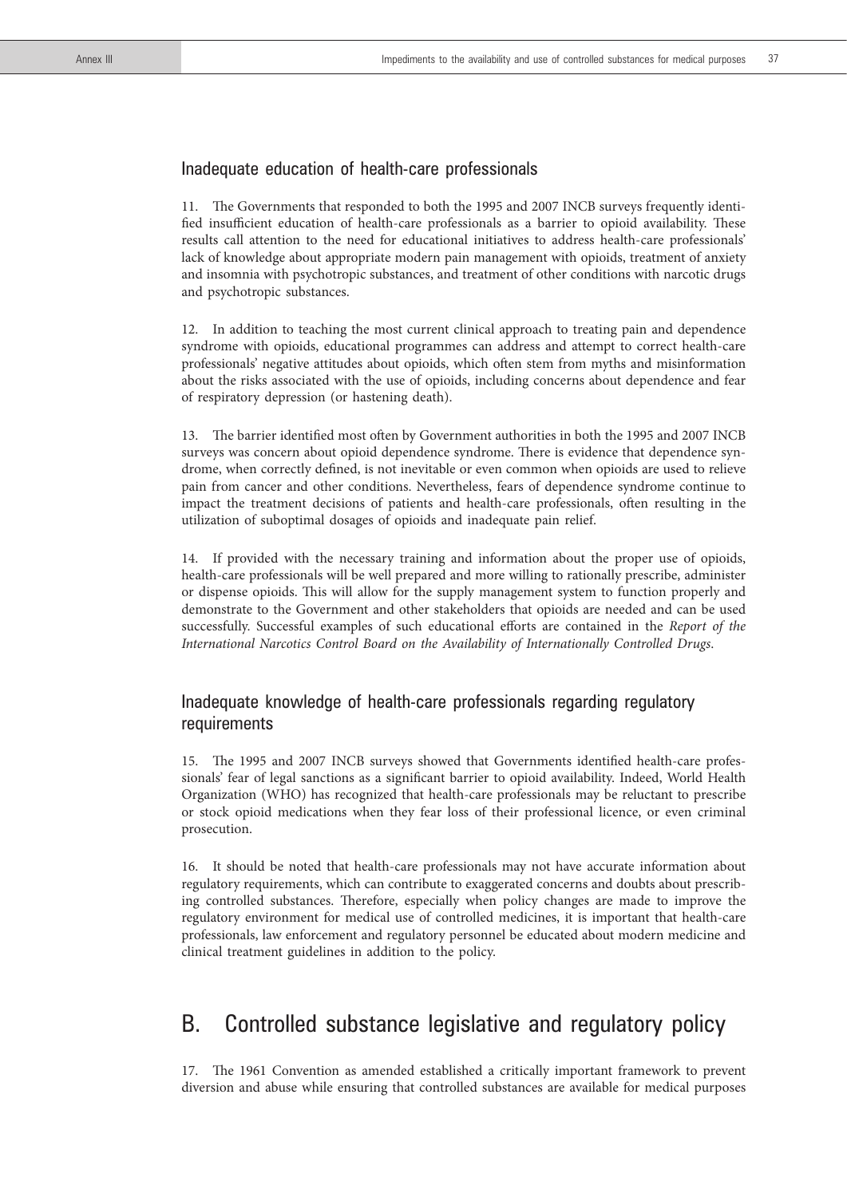### Inadequate education of health-care professionals

11. The Governments that responded to both the 1995 and 2007 INCB surveys frequently identified insufficient education of health-care professionals as a barrier to opioid availability. These results call attention to the need for educational initiatives to address health-care professionals' lack of knowledge about appropriate modern pain management with opioids, treatment of anxiety and insomnia with psychotropic substances, and treatment of other conditions with narcotic drugs and psychotropic substances.

12. In addition to teaching the most current clinical approach to treating pain and dependence syndrome with opioids, educational programmes can address and attempt to correct health-care professionals' negative attitudes about opioids, which often stem from myths and misinformation about the risks associated with the use of opioids, including concerns about dependence and fear of respiratory depression (or hastening death).

13. The barrier identified most often by Government authorities in both the 1995 and 2007 INCB surveys was concern about opioid dependence syndrome. There is evidence that dependence syndrome, when correctly defined, is not inevitable or even common when opioids are used to relieve pain from cancer and other conditions. Nevertheless, fears of dependence syndrome continue to impact the treatment decisions of patients and health-care professionals, often resulting in the utilization of suboptimal dosages of opioids and inadequate pain relief.

14. If provided with the necessary training and information about the proper use of opioids, health-care professionals will be well prepared and more willing to rationally prescribe, administer or dispense opioids. This will allow for the supply management system to function properly and demonstrate to the Government and other stakeholders that opioids are needed and can be used successfully. Successful examples of such educational efforts are contained in the *Report of the International Narcotics Control Board on the Availability of Internationally Controlled Drugs*.

### Inadequate knowledge of health-care professionals regarding regulatory requirements

15. The 1995 and 2007 INCB surveys showed that Governments identified health-care professionals' fear of legal sanctions as a significant barrier to opioid availability. Indeed, World Health Organization (WHO) has recognized that health-care professionals may be reluctant to prescribe or stock opioid medications when they fear loss of their professional licence, or even criminal prosecution.

16. It should be noted that health-care professionals may not have accurate information about regulatory requirements, which can contribute to exaggerated concerns and doubts about prescribing controlled substances. Therefore, especially when policy changes are made to improve the regulatory environment for medical use of controlled medicines, it is important that health-care professionals, law enforcement and regulatory personnel be educated about modern medicine and clinical treatment guidelines in addition to the policy.

## B. Controlled substance legislative and regulatory policy

17. The 1961 Convention as amended established a critically important framework to prevent diversion and abuse while ensuring that controlled substances are available for medical purposes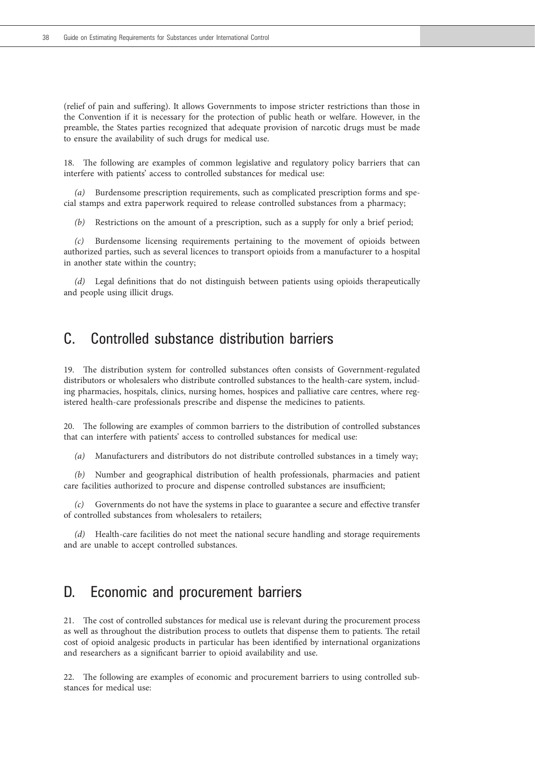(relief of pain and suffering). It allows Governments to impose stricter restrictions than those in the Convention if it is necessary for the protection of public heath or welfare. However, in the preamble, the States parties recognized that adequate provision of narcotic drugs must be made to ensure the availability of such drugs for medical use.

18. The following are examples of common legislative and regulatory policy barriers that can interfere with patients' access to controlled substances for medical use:

*(a)* Burdensome prescription requirements, such as complicated prescription forms and special stamps and extra paperwork required to release controlled substances from a pharmacy;

*(b)* Restrictions on the amount of a prescription, such as a supply for only a brief period;

*(c)* Burdensome licensing requirements pertaining to the movement of opioids between authorized parties, such as several licences to transport opioids from a manufacturer to a hospital in another state within the country;

*(d)* Legal definitions that do not distinguish between patients using opioids therapeutically and people using illicit drugs.

## C. Controlled substance distribution barriers

19. The distribution system for controlled substances often consists of Government-regulated distributors or wholesalers who distribute controlled substances to the health-care system, including pharmacies, hospitals, clinics, nursing homes, hospices and palliative care centres, where registered health-care professionals prescribe and dispense the medicines to patients.

20. The following are examples of common barriers to the distribution of controlled substances that can interfere with patients' access to controlled substances for medical use:

*(a)* Manufacturers and distributors do not distribute controlled substances in a timely way;

*(b)* Number and geographical distribution of health professionals, pharmacies and patient care facilities authorized to procure and dispense controlled substances are insufficient;

*(c)* Governments do not have the systems in place to guarantee a secure and effective transfer of controlled substances from wholesalers to retailers;

*(d)* Health-care facilities do not meet the national secure handling and storage requirements and are unable to accept controlled substances.

## D. Economic and procurement barriers

21. The cost of controlled substances for medical use is relevant during the procurement process as well as throughout the distribution process to outlets that dispense them to patients. The retail cost of opioid analgesic products in particular has been identified by international organizations and researchers as a significant barrier to opioid availability and use.

22. The following are examples of economic and procurement barriers to using controlled substances for medical use: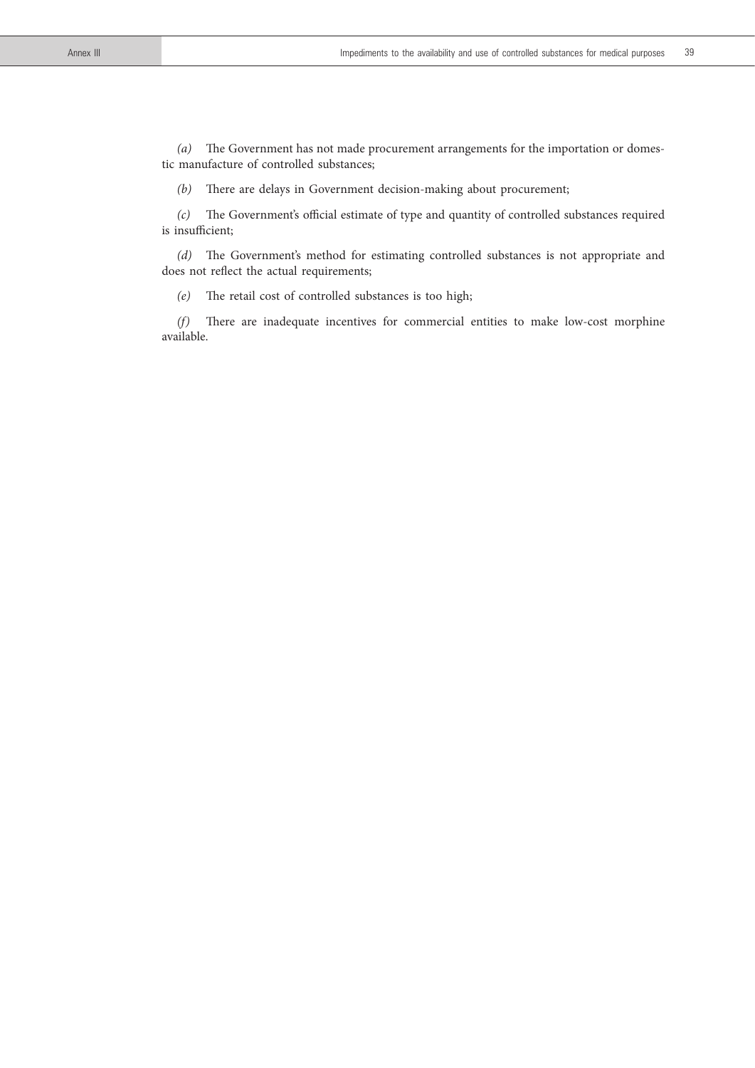*(a)* The Government has not made procurement arrangements for the importation or domestic manufacture of controlled substances;

*(b)* There are delays in Government decision-making about procurement;

*(c)* The Government's official estimate of type and quantity of controlled substances required is insufficient;

*(d)* The Government's method for estimating controlled substances is not appropriate and does not reflect the actual requirements;

*(e)* The retail cost of controlled substances is too high;

*(f)* There are inadequate incentives for commercial entities to make low-cost morphine available.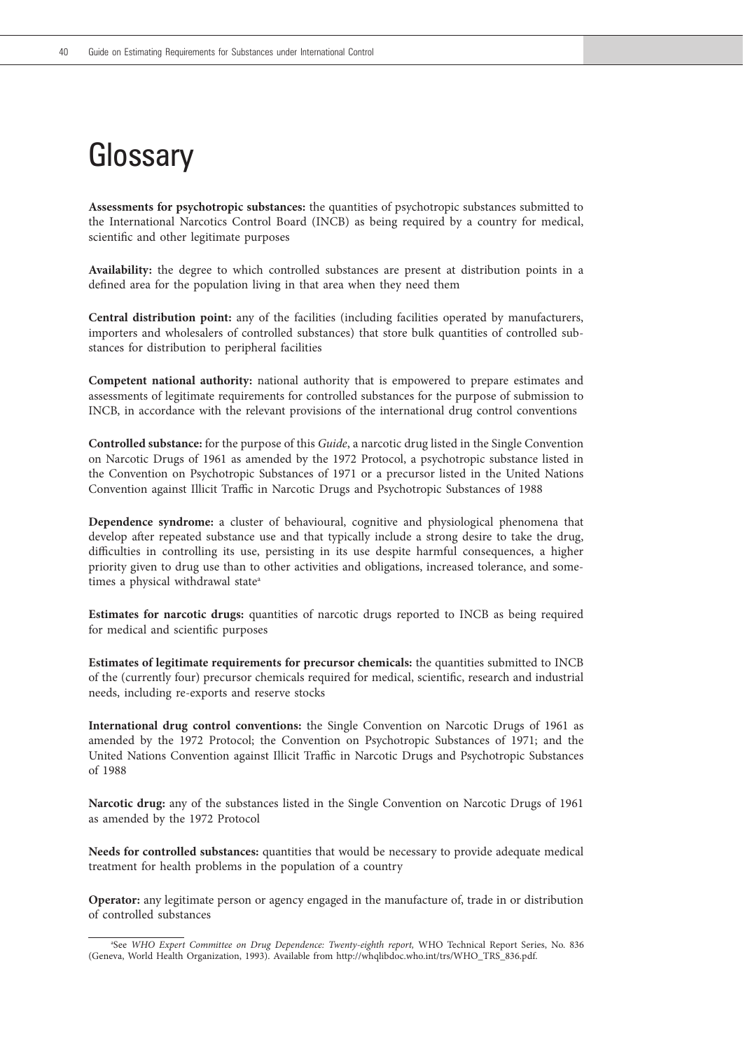# Glossary

**Assessments for psychotropic substances:** the quantities of psychotropic substances submitted to the International Narcotics Control Board (INCB) as being required by a country for medical, scientific and other legitimate purposes

**Availability:** the degree to which controlled substances are present at distribution points in a defined area for the population living in that area when they need them

**Central distribution point:** any of the facilities (including facilities operated by manufacturers, importers and wholesalers of controlled substances) that store bulk quantities of controlled substances for distribution to peripheral facilities

**Competent national authority:** national authority that is empowered to prepare estimates and assessments of legitimate requirements for controlled substances for the purpose of submission to INCB, in accordance with the relevant provisions of the international drug control conventions

**Controlled substance:** for the purpose of this *Guide*, a narcotic drug listed in the Single Convention on Narcotic Drugs of 1961 as amended by the 1972 Protocol, a psychotropic substance listed in the Convention on Psychotropic Substances of 1971 or a precursor listed in the United Nations Convention against Illicit Traffic in Narcotic Drugs and Psychotropic Substances of 1988

**Dependence syndrome:** a cluster of behavioural, cognitive and physiological phenomena that develop after repeated substance use and that typically include a strong desire to take the drug, difficulties in controlling its use, persisting in its use despite harmful consequences, a higher priority given to drug use than to other activities and obligations, increased tolerance, and sometimes a physical withdrawal state[a]

**Estimates for narcotic drugs:** quantities of narcotic drugs reported to INCB as being required for medical and scientific purposes

**Estimates of legitimate requirements for precursor chemicals:** the quantities submitted to INCB of the (currently four) precursor chemicals required for medical, scientific, research and industrial needs, including re-exports and reserve stocks

**International drug control conventions:** the Single Convention on Narcotic Drugs of 1961 as amended by the 1972 Protocol; the Convention on Psychotropic Substances of 1971; and the United Nations Convention against Illicit Traffic in Narcotic Drugs and Psychotropic Substances of 1988

**Narcotic drug:** any of the substances listed in the Single Convention on Narcotic Drugs of 1961 as amended by the 1972 Protocol

**Needs for controlled substances:** quantities that would be necessary to provide adequate medical treatment for health problems in the population of a country

**Operator:** any legitimate person or agency engaged in the manufacture of, trade in or distribution of controlled substances

[a]See *WHO Expert Committee on Drug Dependence: Twenty-eighth report,* WHO Technical Report Series, No. 836 (Geneva, World Health Organization, 1993). Available from http://whqlibdoc.who.int/trs/WHO_TRS_836.pdf.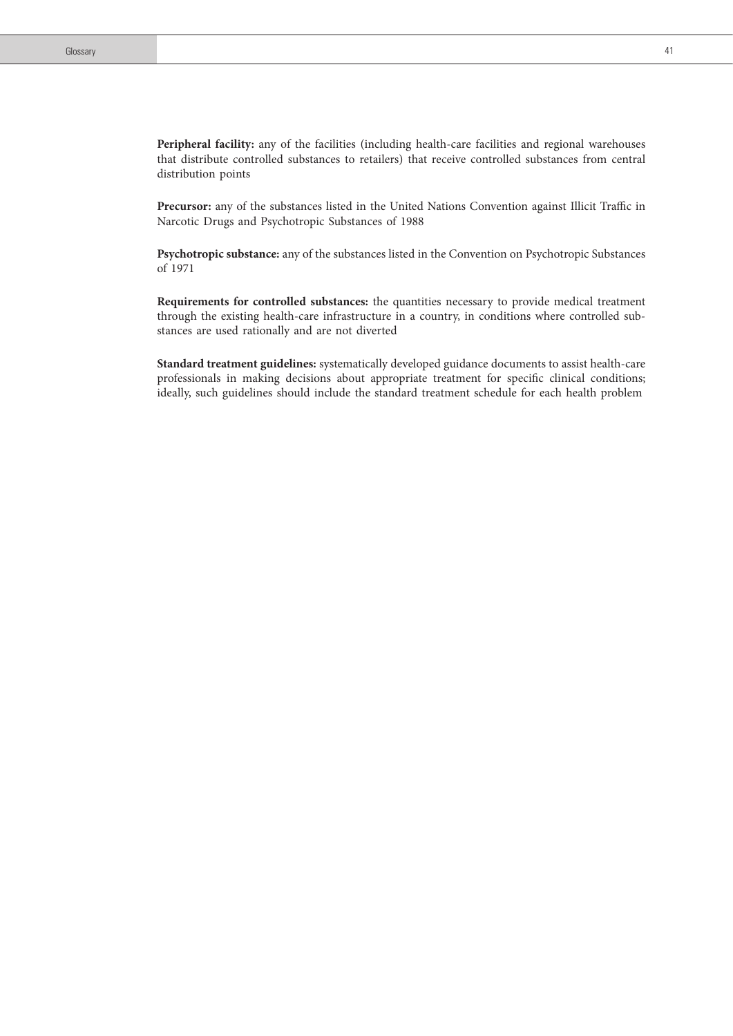**Peripheral facility:** any of the facilities (including health-care facilities and regional warehouses that distribute controlled substances to retailers) that receive controlled substances from central distribution points

**Precursor:** any of the substances listed in the United Nations Convention against Illicit Traffic in Narcotic Drugs and Psychotropic Substances of 1988

**Psychotropic substance:** any of the substances listed in the Convention on Psychotropic Substances of 1971

**Requirements for controlled substances:** the quantities necessary to provide medical treatment through the existing health-care infrastructure in a country, in conditions where controlled substances are used rationally and are not diverted

**Standard treatment guidelines:** systematically developed guidance documents to assist health-care professionals in making decisions about appropriate treatment for specific clinical conditions; ideally, such guidelines should include the standard treatment schedule for each health problem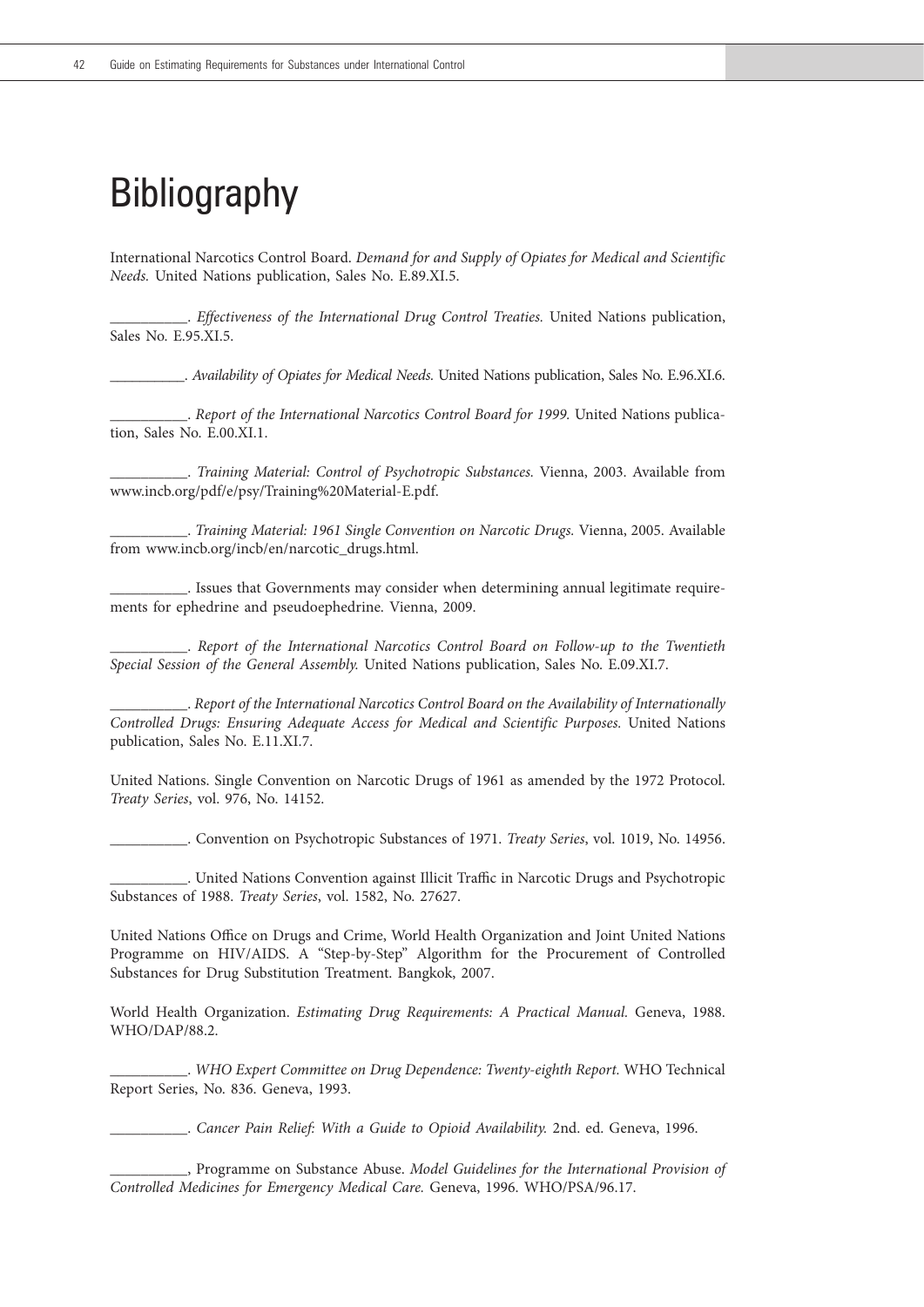# Bibliography

International Narcotics Control Board. *Demand for and Supply of Opiates for Medical and Scientific Needs.* United Nations publication, Sales No. E.89.XI.5.

__________. *Effectiveness of the International Drug Control Treaties.* United Nations publication, Sales No. E.95.XI.5.

__________. *Availability of Opiates for Medical Needs.* United Nations publication, Sales No. E.96.XI.6.

__________. *Report of the International Narcotics Control Board for 1999.* United Nations publication, Sales No. E.00.XI.1.

__________. *Training Material: Control of Psychotropic Substances.* Vienna, 2003. Available from www.incb.org/pdf/e/psy/Training%20Material-E.pdf.

__________. *Training Material: 1961 Single Convention on Narcotic Drugs.* Vienna, 2005. Available from www.incb.org/incb/en/narcotic_drugs.html.

__________. Issues that Governments may consider when determining annual legitimate requirements for ephedrine and pseudoephedrine. Vienna, 2009.

__________. *Report of the International Narcotics Control Board on Follow-up to the Twentieth Special Session of the General Assembly.* United Nations publication, Sales No. E.09.XI.7.

__________. *Report of the International Narcotics Control Board on the Availability of Internationally Controlled Drugs: Ensuring Adequate Access for Medical and Scientific Purposes.* United Nations publication, Sales No. E.11.XI.7.

United Nations. Single Convention on Narcotic Drugs of 1961 as amended by the 1972 Protocol. *Treaty Series*, vol. 976, No. 14152.

__________. Convention on Psychotropic Substances of 1971. *Treaty Series*, vol. 1019, No. 14956.

__________. United Nations Convention against Illicit Traffic in Narcotic Drugs and Psychotropic Substances of 1988. *Treaty Series*, vol. 1582, No. 27627.

United Nations Office on Drugs and Crime, World Health Organization and Joint United Nations Programme on HIV/AIDS. A "Step-by-Step" Algorithm for the Procurement of Controlled Substances for Drug Substitution Treatment. Bangkok, 2007.

World Health Organization. *Estimating Drug Requirements: A Practical Manual.* Geneva, 1988. WHO/DAP/88.2.

__________. *WHO Expert Committee on Drug Dependence: Twenty-eighth Report.* WHO Technical Report Series, No. 836. Geneva, 1993.

__________. *Cancer Pain Relief: With a Guide to Opioid Availability.* 2nd. ed. Geneva, 1996.

__________, Programme on Substance Abuse. *Model Guidelines for the International Provision of Controlled Medicines for Emergency Medical Care.* Geneva, 1996. WHO/PSA/96.17.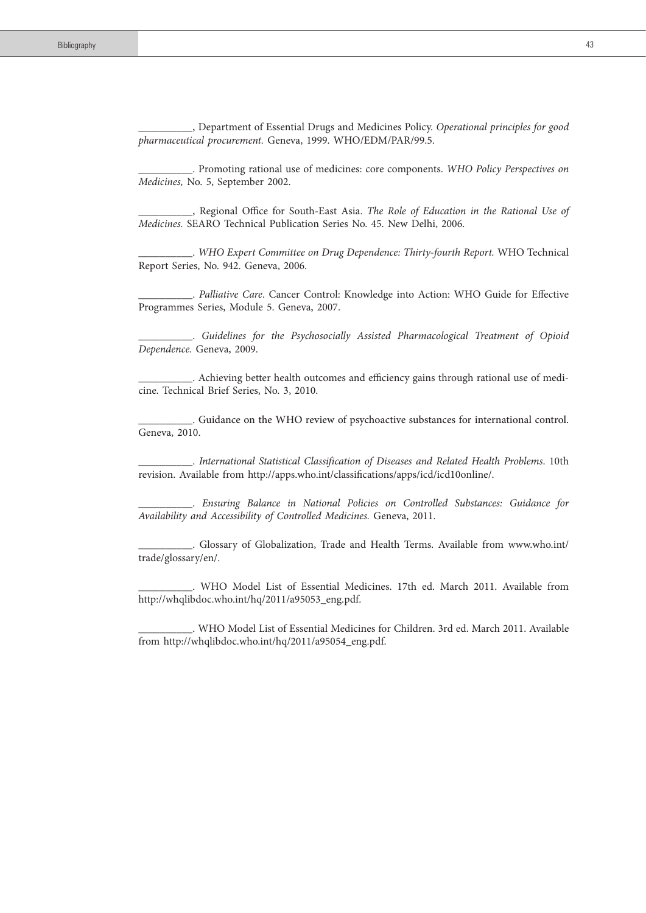__________, Department of Essential Drugs and Medicines Policy. *Operational principles for good pharmaceutical procurement.* Geneva, 1999. WHO/EDM/PAR/99.5.

__________. Promoting rational use of medicines: core components. *WHO Policy Perspectives on Medicines,* No. 5, September 2002.

__________, Regional Office for South-East Asia. *The Role of Education in the Rational Use of Medicines.* SEARO Technical Publication Series No. 45. New Delhi, 2006.

__________. *WHO Expert Committee on Drug Dependence: Thirty-fourth Report.* WHO Technical Report Series, No. 942. Geneva, 2006.

__________. *Palliative Care*. Cancer Control: Knowledge into Action: WHO Guide for Effective Programmes Series, Module 5. Geneva, 2007.

__________. *Guidelines for the Psychosocially Assisted Pharmacological Treatment of Opioid Dependence.* Geneva, 2009.

__________. Achieving better health outcomes and efficiency gains through rational use of medicine. Technical Brief Series, No. 3, 2010.

__________. Guidance on the WHO review of psychoactive substances for international control. Geneva, 2010.

__________. *International Statistical Classification of Diseases and Related Health Problems*. 10th revision. Available from http://apps.who.int/classifications/apps/icd/icd10online/.

__________. *Ensuring Balance in National Policies on Controlled Substances: Guidance for Availability and Accessibility of Controlled Medicines.* Geneva, 2011.

__________. Glossary of Globalization, Trade and Health Terms. Available from www.who.int/trade/glossary/en/.

__________. WHO Model List of Essential Medicines. 17th ed. March 2011. Available from http://whqlibdoc.who.int/hq/2011/a95053_eng.pdf.

__________. WHO Model List of Essential Medicines for Children. 3rd ed. March 2011. Available from http://whqlibdoc.who.int/hq/2011/a95054_eng.pdf.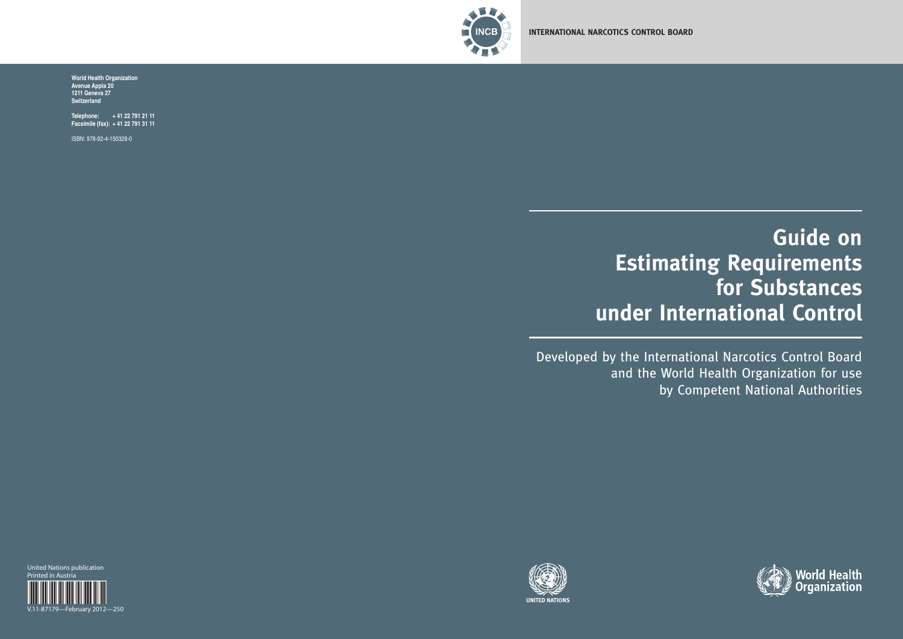INTERNATIONAL NARCOTICS CONTROL BOARD

**World Health Organization**
**Avenue Appia 20**
**1211 Geneva 27**
**Switzerland**

**Telephone: + 41 22 791 21 11**
**Facsimile (fax): + 41 22 791 31 11**

ISBN: 978-92-4-150328-0

# Guide on Estimating Requirements for Substances under International Control

Developed by the International Narcotics Control Board and the World Health Organization for use by Competent National Authorities

United Nations publication
Printed in Austria

V.11-87179—February 2012—250

UNITED NATIONS

World Health Organization